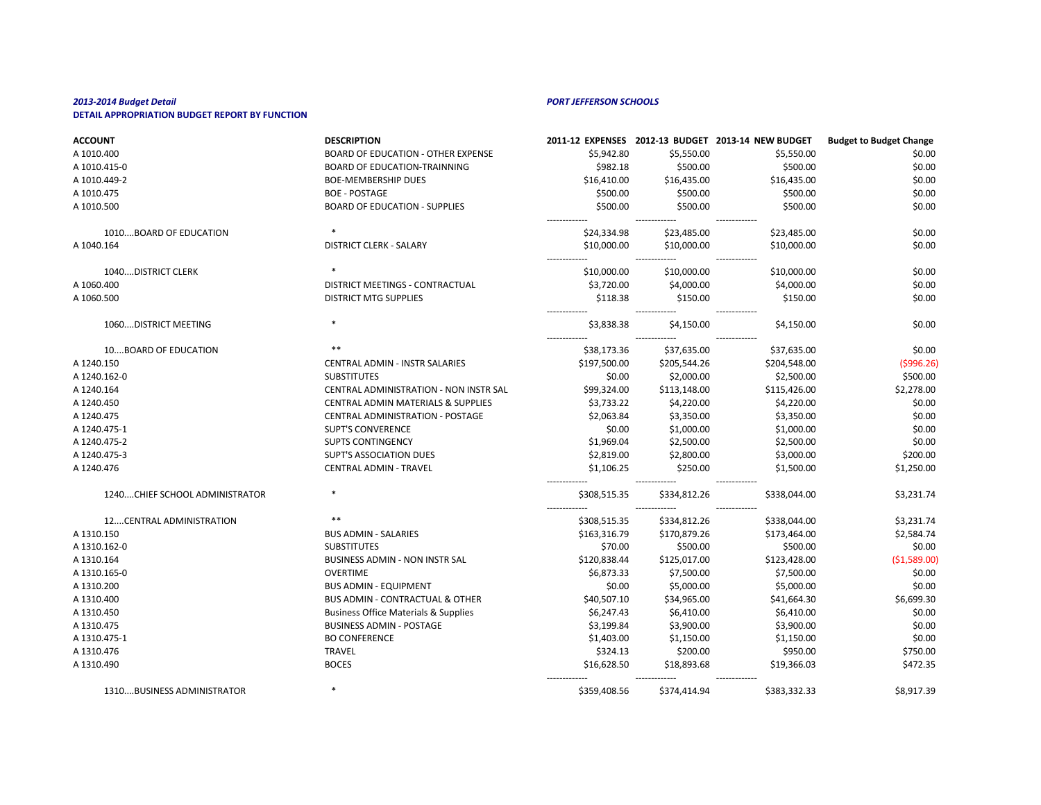***2013-2014 Budget Detail***

***PORT JEFFERSON SCHOOLS***

**DETAIL APPROPRIATION BUDGET REPORT BY FUNCTION**

| ACCOUNT | DESCRIPTION | 2011-12 EXPENSES | 2012-13 BUDGET | 2013-14 NEW BUDGET | Budget to Budget Change |
|---|---|---|---|---|---|
| A 1010.400 | BOARD OF EDUCATION - OTHER EXPENSE | $5,942.80 | $5,550.00 | $5,550.00 | $0.00 |
| A 1010.415-0 | BOARD OF EDUCATION-TRAINNING | $982.18 | $500.00 | $500.00 | $0.00 |
| A 1010.449-2 | BOE-MEMBERSHIP DUES | $16,410.00 | $16,435.00 | $16,435.00 | $0.00 |
| A 1010.475 | BOE - POSTAGE | $500.00 | $500.00 | $500.00 | $0.00 |
| A 1010.500 | BOARD OF EDUCATION - SUPPLIES | $500.00 | $500.00 | $500.00 | $0.00 |
| 1010....BOARD OF EDUCATION | * | $24,334.98 | $23,485.00 | $23,485.00 | $0.00 |
| A 1040.164 | DISTRICT CLERK - SALARY | $10,000.00 | $10,000.00 | $10,000.00 | $0.00 |
| 1040....DISTRICT CLERK | * | $10,000.00 | $10,000.00 | $10,000.00 | $0.00 |
| A 1060.400 | DISTRICT MEETINGS - CONTRACTUAL | $3,720.00 | $4,000.00 | $4,000.00 | $0.00 |
| A 1060.500 | DISTRICT MTG SUPPLIES | $118.38 | $150.00 | $150.00 | $0.00 |
| 1060....DISTRICT MEETING | * | $3,838.38 | $4,150.00 | $4,150.00 | $0.00 |
| 10....BOARD OF EDUCATION | ** | $38,173.36 | $37,635.00 | $37,635.00 | $0.00 |
| A 1240.150 | CENTRAL ADMIN - INSTR SALARIES | $197,500.00 | $205,544.26 | $204,548.00 | ($996.26) |
| A 1240.162-0 | SUBSTITUTES | $0.00 | $2,000.00 | $2,500.00 | $500.00 |
| A 1240.164 | CENTRAL ADMINISTRATION - NON INSTR SAL | $99,324.00 | $113,148.00 | $115,426.00 | $2,278.00 |
| A 1240.450 | CENTRAL ADMIN MATERIALS & SUPPLIES | $3,733.22 | $4,220.00 | $4,220.00 | $0.00 |
| A 1240.475 | CENTRAL ADMINISTRATION - POSTAGE | $2,063.84 | $3,350.00 | $3,350.00 | $0.00 |
| A 1240.475-1 | SUPT'S CONVERENCE | $0.00 | $1,000.00 | $1,000.00 | $0.00 |
| A 1240.475-2 | SUPTS CONTINGENCY | $1,969.04 | $2,500.00 | $2,500.00 | $0.00 |
| A 1240.475-3 | SUPT'S ASSOCIATION DUES | $2,819.00 | $2,800.00 | $3,000.00 | $200.00 |
| A 1240.476 | CENTRAL ADMIN - TRAVEL | $1,106.25 | $250.00 | $1,500.00 | $1,250.00 |
| 1240....CHIEF SCHOOL ADMINISTRATOR | * | $308,515.35 | $334,812.26 | $338,044.00 | $3,231.74 |
| 12....CENTRAL ADMINISTRATION | ** | $308,515.35 | $334,812.26 | $338,044.00 | $3,231.74 |
| A 1310.150 | BUS ADMIN - SALARIES | $163,316.79 | $170,879.26 | $173,464.00 | $2,584.74 |
| A 1310.162-0 | SUBSTITUTES | $70.00 | $500.00 | $500.00 | $0.00 |
| A 1310.164 | BUSINESS ADMIN - NON INSTR SAL | $120,838.44 | $125,017.00 | $123,428.00 | ($1,589.00) |
| A 1310.165-0 | OVERTIME | $6,873.33 | $7,500.00 | $7,500.00 | $0.00 |
| A 1310.200 | BUS ADMIN - EQUIPMENT | $0.00 | $5,000.00 | $5,000.00 | $0.00 |
| A 1310.400 | BUS ADMIN - CONTRACTUAL & OTHER | $40,507.10 | $34,965.00 | $41,664.30 | $6,699.30 |
| A 1310.450 | Business Office Materials & Supplies | $6,247.43 | $6,410.00 | $6,410.00 | $0.00 |
| A 1310.475 | BUSINESS ADMIN - POSTAGE | $3,199.84 | $3,900.00 | $3,900.00 | $0.00 |
| A 1310.475-1 | BO CONFERENCE | $1,403.00 | $1,150.00 | $1,150.00 | $0.00 |
| A 1310.476 | TRAVEL | $324.13 | $200.00 | $950.00 | $750.00 |
| A 1310.490 | BOCES | $16,628.50 | $18,893.68 | $19,366.03 | $472.35 |
| 1310....BUSINESS ADMINISTRATOR | * | $359,408.56 | $374,414.94 | $383,332.33 | $8,917.39 |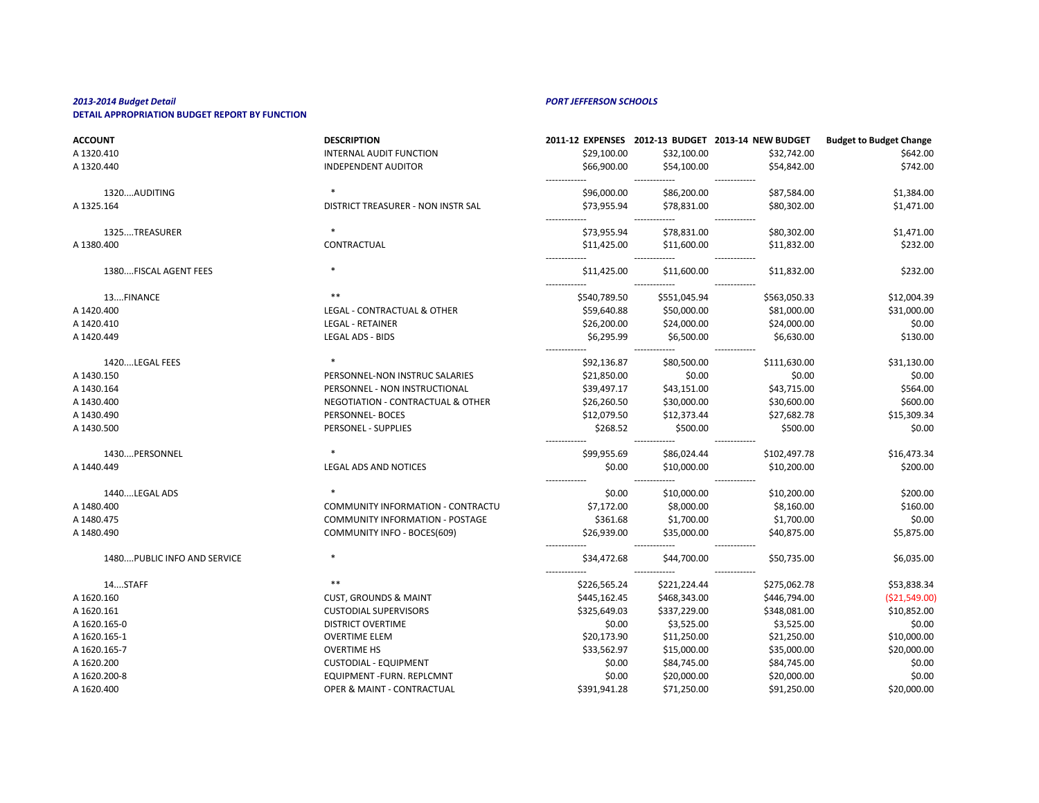*2013-2014 Budget Detail*

**DETAIL APPROPRIATION BUDGET REPORT BY FUNCTION**

*PORT JEFFERSON SCHOOLS*

| ACCOUNT | DESCRIPTION | 2011-12 EXPENSES | 2012-13 BUDGET | 2013-14 NEW BUDGET | Budget to Budget Change |
|---|---|---|---|---|---|
| A 1320.410 | INTERNAL AUDIT FUNCTION | $29,100.00 | $32,100.00 | $32,742.00 | $642.00 |
| A 1320.440 | INDEPENDENT AUDITOR | $66,900.00 | $54,100.00 | $54,842.00 | $742.00 |
| 1320....AUDITING | * | $96,000.00 | $86,200.00 | $87,584.00 | $1,384.00 |
| A 1325.164 | DISTRICT TREASURER - NON INSTR SAL | $73,955.94 | $78,831.00 | $80,302.00 | $1,471.00 |
| 1325....TREASURER | * | $73,955.94 | $78,831.00 | $80,302.00 | $1,471.00 |
| A 1380.400 | CONTRACTUAL | $11,425.00 | $11,600.00 | $11,832.00 | $232.00 |
| 1380....FISCAL AGENT FEES | * | $11,425.00 | $11,600.00 | $11,832.00 | $232.00 |
| 13....FINANCE | ** | $540,789.50 | $551,045.94 | $563,050.33 | $12,004.39 |
| A 1420.400 | LEGAL - CONTRACTUAL & OTHER | $59,640.88 | $50,000.00 | $81,000.00 | $31,000.00 |
| A 1420.410 | LEGAL - RETAINER | $26,200.00 | $24,000.00 | $24,000.00 | $0.00 |
| A 1420.449 | LEGAL ADS - BIDS | $6,295.99 | $6,500.00 | $6,630.00 | $130.00 |
| 1420....LEGAL FEES | * | $92,136.87 | $80,500.00 | $111,630.00 | $31,130.00 |
| A 1430.150 | PERSONNEL-NON INSTRUC SALARIES | $21,850.00 | $0.00 | $0.00 | $0.00 |
| A 1430.164 | PERSONNEL - NON INSTRUCTIONAL | $39,497.17 | $43,151.00 | $43,715.00 | $564.00 |
| A 1430.400 | NEGOTIATION - CONTRACTUAL & OTHER | $26,260.50 | $30,000.00 | $30,600.00 | $600.00 |
| A 1430.490 | PERSONNEL- BOCES | $12,079.50 | $12,373.44 | $27,682.78 | $15,309.34 |
| A 1430.500 | PERSONEL - SUPPLIES | $268.52 | $500.00 | $500.00 | $0.00 |
| 1430....PERSONNEL | * | $99,955.69 | $86,024.44 | $102,497.78 | $16,473.34 |
| A 1440.449 | LEGAL ADS AND NOTICES | $0.00 | $10,000.00 | $10,200.00 | $200.00 |
| 1440....LEGAL ADS | * | $0.00 | $10,000.00 | $10,200.00 | $200.00 |
| A 1480.400 | COMMUNITY INFORMATION - CONTRACTU | $7,172.00 | $8,000.00 | $8,160.00 | $160.00 |
| A 1480.475 | COMMUNITY INFORMATION - POSTAGE | $361.68 | $1,700.00 | $1,700.00 | $0.00 |
| A 1480.490 | COMMUNITY INFO - BOCES(609) | $26,939.00 | $35,000.00 | $40,875.00 | $5,875.00 |
| 1480....PUBLIC INFO AND SERVICE | * | $34,472.68 | $44,700.00 | $50,735.00 | $6,035.00 |
| 14....STAFF | ** | $226,565.24 | $221,224.44 | $275,062.78 | $53,838.34 |
| A 1620.160 | CUST, GROUNDS & MAINT | $445,162.45 | $468,343.00 | $446,794.00 | ($21,549.00) |
| A 1620.161 | CUSTODIAL SUPERVISORS | $325,649.03 | $337,229.00 | $348,081.00 | $10,852.00 |
| A 1620.165-0 | DISTRICT OVERTIME | $0.00 | $3,525.00 | $3,525.00 | $0.00 |
| A 1620.165-1 | OVERTIME ELEM | $20,173.90 | $11,250.00 | $21,250.00 | $10,000.00 |
| A 1620.165-7 | OVERTIME HS | $33,562.97 | $15,000.00 | $35,000.00 | $20,000.00 |
| A 1620.200 | CUSTODIAL - EQUIPMENT | $0.00 | $84,745.00 | $84,745.00 | $0.00 |
| A 1620.200-8 | EQUIPMENT -FURN. REPLCMNT | $0.00 | $20,000.00 | $20,000.00 | $0.00 |
| A 1620.400 | OPER & MAINT - CONTRACTUAL | $391,941.28 | $71,250.00 | $91,250.00 | $20,000.00 |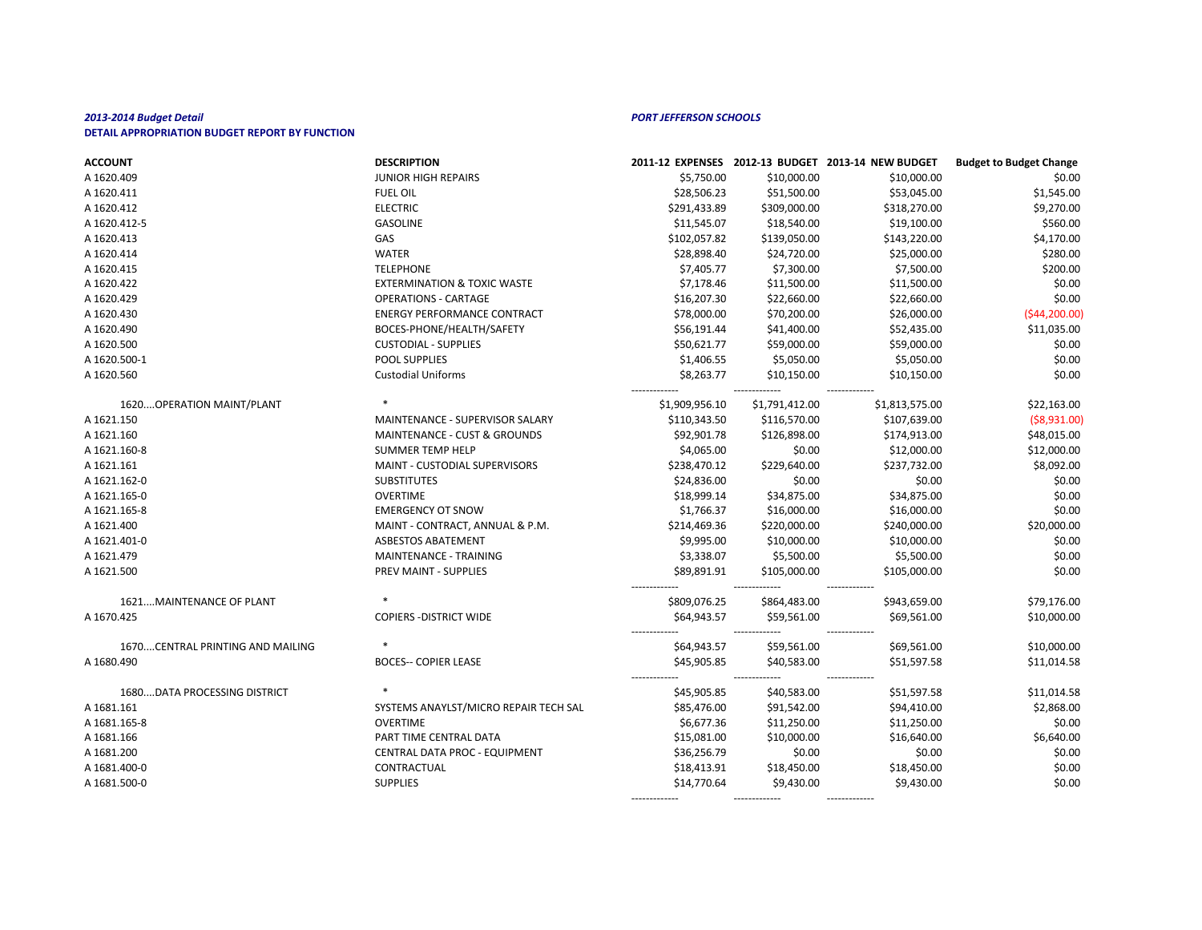***2013-2014 Budget Detail***

***PORT JEFFERSON SCHOOLS***

**DETAIL APPROPRIATION BUDGET REPORT BY FUNCTION**

| ACCOUNT | DESCRIPTION | 2011-12 EXPENSES | 2012-13 BUDGET | 2013-14 NEW BUDGET | Budget to Budget Change |
|---|---|---|---|---|---|
| A 1620.409 | JUNIOR HIGH REPAIRS | $5,750.00 | $10,000.00 | $10,000.00 | $0.00 |
| A 1620.411 | FUEL OIL | $28,506.23 | $51,500.00 | $53,045.00 | $1,545.00 |
| A 1620.412 | ELECTRIC | $291,433.89 | $309,000.00 | $318,270.00 | $9,270.00 |
| A 1620.412-5 | GASOLINE | $11,545.07 | $18,540.00 | $19,100.00 | $560.00 |
| A 1620.413 | GAS | $102,057.82 | $139,050.00 | $143,220.00 | $4,170.00 |
| A 1620.414 | WATER | $28,898.40 | $24,720.00 | $25,000.00 | $280.00 |
| A 1620.415 | TELEPHONE | $7,405.77 | $7,300.00 | $7,500.00 | $200.00 |
| A 1620.422 | EXTERMINATION & TOXIC WASTE | $7,178.46 | $11,500.00 | $11,500.00 | $0.00 |
| A 1620.429 | OPERATIONS - CARTAGE | $16,207.30 | $22,660.00 | $22,660.00 | $0.00 |
| A 1620.430 | ENERGY PERFORMANCE CONTRACT | $78,000.00 | $70,200.00 | $26,000.00 | ($44,200.00) |
| A 1620.490 | BOCES-PHONE/HEALTH/SAFETY | $56,191.44 | $41,400.00 | $52,435.00 | $11,035.00 |
| A 1620.500 | CUSTODIAL - SUPPLIES | $50,621.77 | $59,000.00 | $59,000.00 | $0.00 |
| A 1620.500-1 | POOL SUPPLIES | $1,406.55 | $5,050.00 | $5,050.00 | $0.00 |
| A 1620.560 | Custodial Uniforms | $8,263.77 | $10,150.00 | $10,150.00 | $0.00 |
| 1620....OPERATION MAINT/PLANT | * | $1,909,956.10 | $1,791,412.00 | $1,813,575.00 | $22,163.00 |
| A 1621.150 | MAINTENANCE - SUPERVISOR SALARY | $110,343.50 | $116,570.00 | $107,639.00 | ($8,931.00) |
| A 1621.160 | MAINTENANCE - CUST & GROUNDS | $92,901.78 | $126,898.00 | $174,913.00 | $48,015.00 |
| A 1621.160-8 | SUMMER TEMP HELP | $4,065.00 | $0.00 | $12,000.00 | $12,000.00 |
| A 1621.161 | MAINT - CUSTODIAL SUPERVISORS | $238,470.12 | $229,640.00 | $237,732.00 | $8,092.00 |
| A 1621.162-0 | SUBSTITUTES | $24,836.00 | $0.00 | $0.00 | $0.00 |
| A 1621.165-0 | OVERTIME | $18,999.14 | $34,875.00 | $34,875.00 | $0.00 |
| A 1621.165-8 | EMERGENCY OT SNOW | $1,766.37 | $16,000.00 | $16,000.00 | $0.00 |
| A 1621.400 | MAINT - CONTRACT, ANNUAL & P.M. | $214,469.36 | $220,000.00 | $240,000.00 | $20,000.00 |
| A 1621.401-0 | ASBESTOS ABATEMENT | $9,995.00 | $10,000.00 | $10,000.00 | $0.00 |
| A 1621.479 | MAINTENANCE - TRAINING | $3,338.07 | $5,500.00 | $5,500.00 | $0.00 |
| A 1621.500 | PREV MAINT - SUPPLIES | $89,891.91 | $105,000.00 | $105,000.00 | $0.00 |
| 1621....MAINTENANCE OF PLANT | * | $809,076.25 | $864,483.00 | $943,659.00 | $79,176.00 |
| A 1670.425 | COPIERS -DISTRICT WIDE | $64,943.57 | $59,561.00 | $69,561.00 | $10,000.00 |
| 1670....CENTRAL PRINTING AND MAILING | * | $64,943.57 | $59,561.00 | $69,561.00 | $10,000.00 |
| A 1680.490 | BOCES-- COPIER LEASE | $45,905.85 | $40,583.00 | $51,597.58 | $11,014.58 |
| 1680....DATA PROCESSING DISTRICT | * | $45,905.85 | $40,583.00 | $51,597.58 | $11,014.58 |
| A 1681.161 | SYSTEMS ANAYLST/MICRO REPAIR TECH SAL | $85,476.00 | $91,542.00 | $94,410.00 | $2,868.00 |
| A 1681.165-8 | OVERTIME | $6,677.36 | $11,250.00 | $11,250.00 | $0.00 |
| A 1681.166 | PART TIME CENTRAL DATA | $15,081.00 | $10,000.00 | $16,640.00 | $6,640.00 |
| A 1681.200 | CENTRAL DATA PROC - EQUIPMENT | $36,256.79 | $0.00 | $0.00 | $0.00 |
| A 1681.400-0 | CONTRACTUAL | $18,413.91 | $18,450.00 | $18,450.00 | $0.00 |
| A 1681.500-0 | SUPPLIES | $14,770.64 | $9,430.00 | $9,430.00 | $0.00 |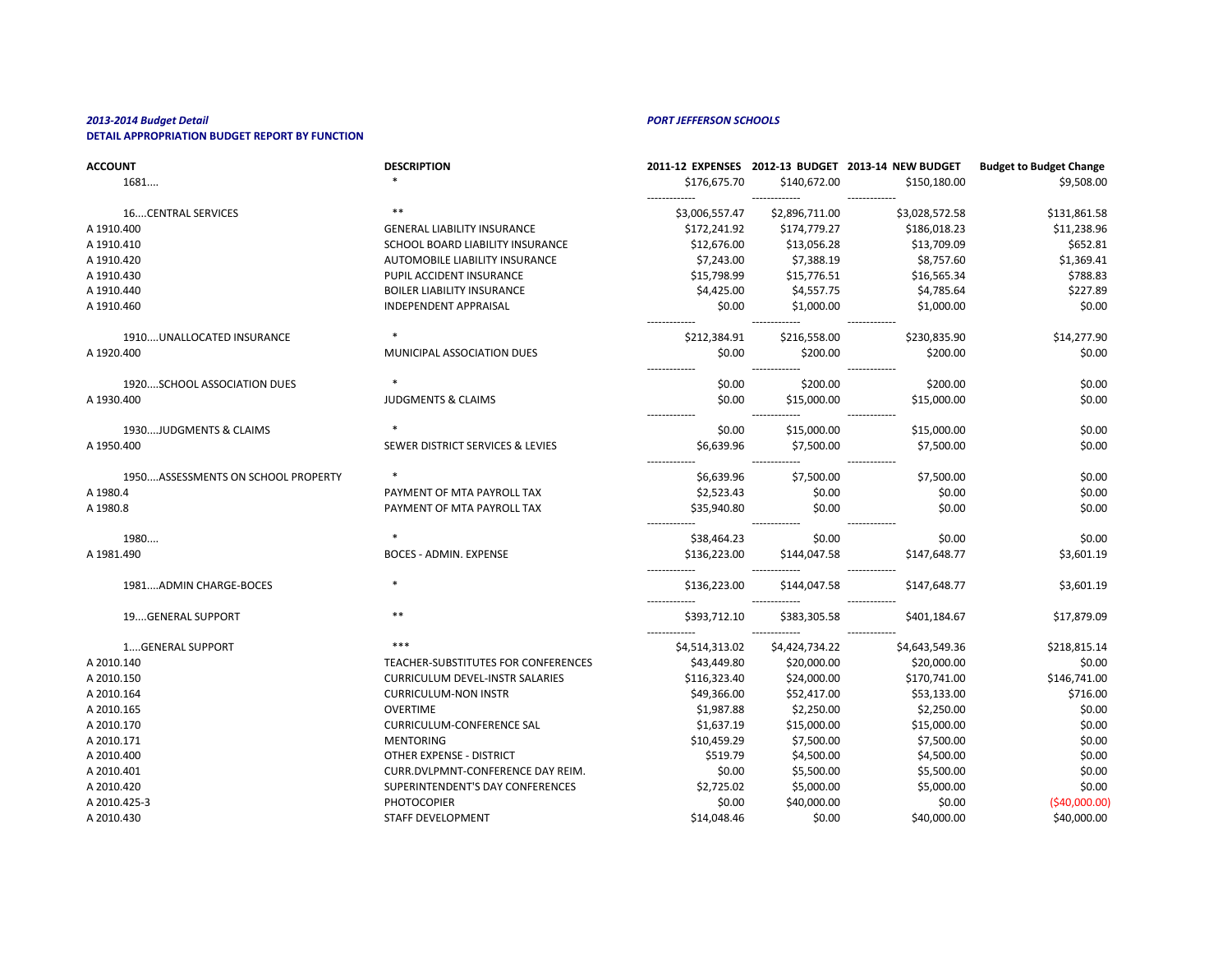*2013-2014 Budget Detail*

**DETAIL APPROPRIATION BUDGET REPORT BY FUNCTION**

*PORT JEFFERSON SCHOOLS*

| ACCOUNT | DESCRIPTION | 2011-12 EXPENSES | 2012-13 BUDGET | 2013-14 NEW BUDGET | Budget to Budget Change |
|---|---|---|---|---|---|
| 1681.... | * | $176,675.70 | $140,672.00 | $150,180.00 | $9,508.00 |
| 16....CENTRAL SERVICES | ** | $3,006,557.47 | $2,896,711.00 | $3,028,572.58 | $131,861.58 |
| A 1910.400 | GENERAL LIABILITY INSURANCE | $172,241.92 | $174,779.27 | $186,018.23 | $11,238.96 |
| A 1910.410 | SCHOOL BOARD LIABILITY INSURANCE | $12,676.00 | $13,056.28 | $13,709.09 | $652.81 |
| A 1910.420 | AUTOMOBILE LIABILITY INSURANCE | $7,243.00 | $7,388.19 | $8,757.60 | $1,369.41 |
| A 1910.430 | PUPIL ACCIDENT INSURANCE | $15,798.99 | $15,776.51 | $16,565.34 | $788.83 |
| A 1910.440 | BOILER LIABILITY INSURANCE | $4,425.00 | $4,557.75 | $4,785.64 | $227.89 |
| A 1910.460 | INDEPENDENT APPRAISAL | $0.00 | $1,000.00 | $1,000.00 | $0.00 |
| 1910....UNALLOCATED INSURANCE | * | $212,384.91 | $216,558.00 | $230,835.90 | $14,277.90 |
| A 1920.400 | MUNICIPAL ASSOCIATION DUES | $0.00 | $200.00 | $200.00 | $0.00 |
| 1920....SCHOOL ASSOCIATION DUES | * | $0.00 | $200.00 | $200.00 | $0.00 |
| A 1930.400 | JUDGMENTS & CLAIMS | $0.00 | $15,000.00 | $15,000.00 | $0.00 |
| 1930....JUDGMENTS & CLAIMS | * | $0.00 | $15,000.00 | $15,000.00 | $0.00 |
| A 1950.400 | SEWER DISTRICT SERVICES & LEVIES | $6,639.96 | $7,500.00 | $7,500.00 | $0.00 |
| 1950....ASSESSMENTS ON SCHOOL PROPERTY | * | $6,639.96 | $7,500.00 | $7,500.00 | $0.00 |
| A 1980.4 | PAYMENT OF MTA PAYROLL TAX | $2,523.43 | $0.00 | $0.00 | $0.00 |
| A 1980.8 | PAYMENT OF MTA PAYROLL TAX | $35,940.80 | $0.00 | $0.00 | $0.00 |
| 1980.... | * | $38,464.23 | $0.00 | $0.00 | $0.00 |
| A 1981.490 | BOCES - ADMIN. EXPENSE | $136,223.00 | $144,047.58 | $147,648.77 | $3,601.19 |
| 1981....ADMIN CHARGE-BOCES | * | $136,223.00 | $144,047.58 | $147,648.77 | $3,601.19 |
| 19....GENERAL SUPPORT | ** | $393,712.10 | $383,305.58 | $401,184.67 | $17,879.09 |
| 1....GENERAL SUPPORT | *** | $4,514,313.02 | $4,424,734.22 | $4,643,549.36 | $218,815.14 |
| A 2010.140 | TEACHER-SUBSTITUTES FOR CONFERENCES | $43,449.80 | $20,000.00 | $20,000.00 | $0.00 |
| A 2010.150 | CURRICULUM DEVEL-INSTR SALARIES | $116,323.40 | $24,000.00 | $170,741.00 | $146,741.00 |
| A 2010.164 | CURRICULUM-NON INSTR | $49,366.00 | $52,417.00 | $53,133.00 | $716.00 |
| A 2010.165 | OVERTIME | $1,987.88 | $2,250.00 | $2,250.00 | $0.00 |
| A 2010.170 | CURRICULUM-CONFERENCE SAL | $1,637.19 | $15,000.00 | $15,000.00 | $0.00 |
| A 2010.171 | MENTORING | $10,459.29 | $7,500.00 | $7,500.00 | $0.00 |
| A 2010.400 | OTHER EXPENSE - DISTRICT | $519.79 | $4,500.00 | $4,500.00 | $0.00 |
| A 2010.401 | CURR.DVLPMNT-CONFERENCE DAY REIM. | $0.00 | $5,500.00 | $5,500.00 | $0.00 |
| A 2010.420 | SUPERINTENDENT'S DAY CONFERENCES | $2,725.02 | $5,000.00 | $5,000.00 | $0.00 |
| A 2010.425-3 | PHOTOCOPIER | $0.00 | $40,000.00 | $0.00 | ($40,000.00) |
| A 2010.430 | STAFF DEVELOPMENT | $14,048.46 | $0.00 | $40,000.00 | $40,000.00 |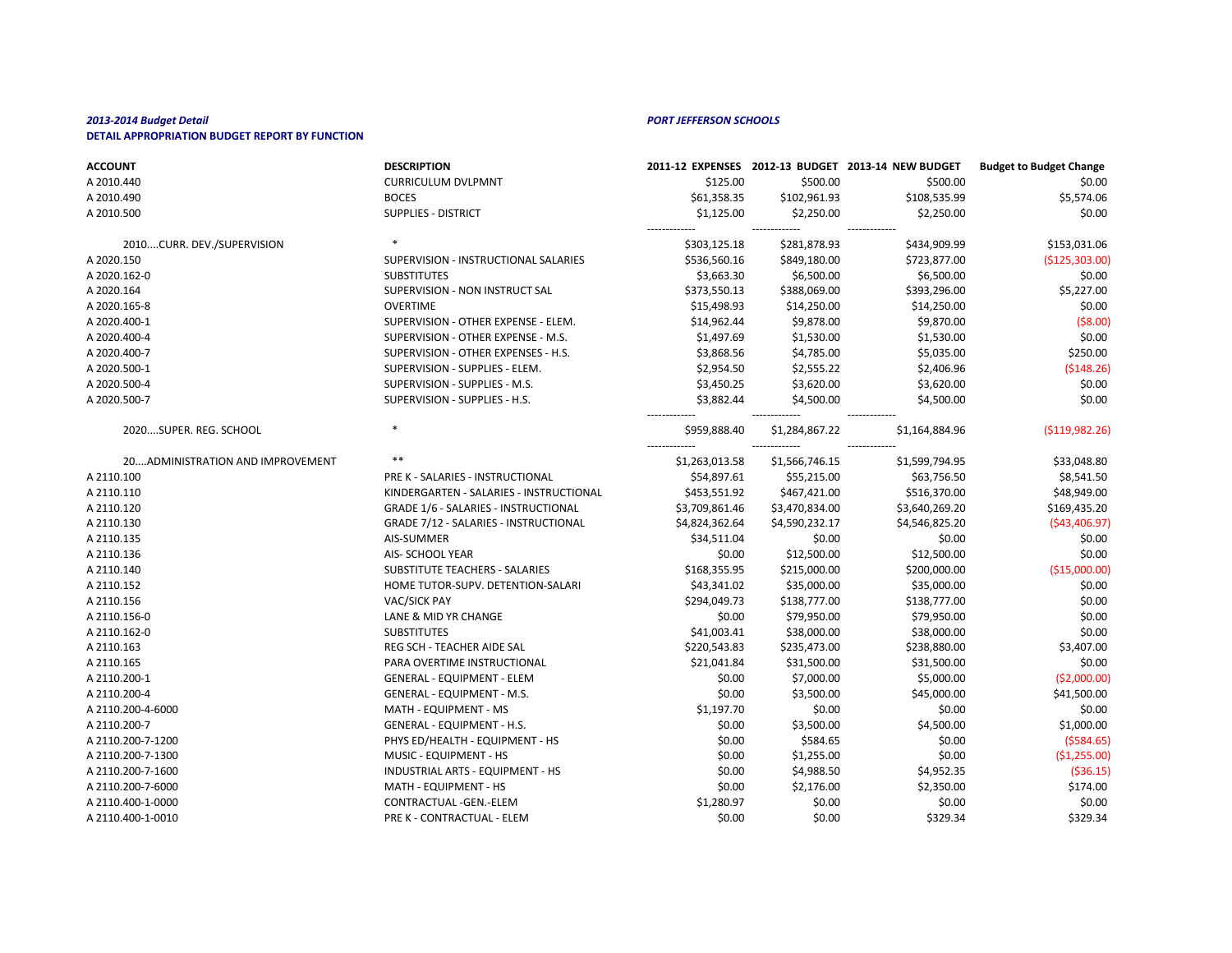*2013-2014 Budget Detail* *PORT JEFFERSON SCHOOLS*

**DETAIL APPROPRIATION BUDGET REPORT BY FUNCTION**

| ACCOUNT | DESCRIPTION | 2011-12 EXPENSES | 2012-13 BUDGET | 2013-14 NEW BUDGET | Budget to Budget Change |
|---|---|---|---|---|---|
| A 2010.440 | CURRICULUM DVLPMNT | $125.00 | $500.00 | $500.00 | $0.00 |
| A 2010.490 | BOCES | $61,358.35 | $102,961.93 | $108,535.99 | $5,574.06 |
| A 2010.500 | SUPPLIES - DISTRICT | $1,125.00 | $2,250.00 | $2,250.00 | $0.00 |
| | | ------------- | ------------- | ------------- | |
| 2010....CURR. DEV./SUPERVISION | * | $303,125.18 | $281,878.93 | $434,909.99 | $153,031.06 |
| A 2020.150 | SUPERVISION - INSTRUCTIONAL SALARIES | $536,560.16 | $849,180.00 | $723,877.00 | ($125,303.00) |
| A 2020.162-0 | SUBSTITUTES | $3,663.30 | $6,500.00 | $6,500.00 | $0.00 |
| A 2020.164 | SUPERVISION - NON INSTRUCT SAL | $373,550.13 | $388,069.00 | $393,296.00 | $5,227.00 |
| A 2020.165-8 | OVERTIME | $15,498.93 | $14,250.00 | $14,250.00 | $0.00 |
| A 2020.400-1 | SUPERVISION - OTHER EXPENSE - ELEM. | $14,962.44 | $9,878.00 | $9,870.00 | ($8.00) |
| A 2020.400-4 | SUPERVISION - OTHER EXPENSE - M.S. | $1,497.69 | $1,530.00 | $1,530.00 | $0.00 |
| A 2020.400-7 | SUPERVISION - OTHER EXPENSES - H.S. | $3,868.56 | $4,785.00 | $5,035.00 | $250.00 |
| A 2020.500-1 | SUPERVISION - SUPPLIES - ELEM. | $2,954.50 | $2,555.22 | $2,406.96 | ($148.26) |
| A 2020.500-4 | SUPERVISION - SUPPLIES - M.S. | $3,450.25 | $3,620.00 | $3,620.00 | $0.00 |
| A 2020.500-7 | SUPERVISION - SUPPLIES - H.S. | $3,882.44 | $4,500.00 | $4,500.00 | $0.00 |
| | | ------------- | ------------- | ------------- | |
| 2020....SUPER. REG. SCHOOL | * | $959,888.40 | $1,284,867.22 | $1,164,884.96 | ($119,982.26) |
| | | ------------- | ------------- | ------------- | |
| 20....ADMINISTRATION AND IMPROVEMENT | ** | $1,263,013.58 | $1,566,746.15 | $1,599,794.95 | $33,048.80 |
| A 2110.100 | PRE K - SALARIES - INSTRUCTIONAL | $54,897.61 | $55,215.00 | $63,756.50 | $8,541.50 |
| A 2110.110 | KINDERGARTEN - SALARIES - INSTRUCTIONAL | $453,551.92 | $467,421.00 | $516,370.00 | $48,949.00 |
| A 2110.120 | GRADE 1/6 - SALARIES - INSTRUCTIONAL | $3,709,861.46 | $3,470,834.00 | $3,640,269.20 | $169,435.20 |
| A 2110.130 | GRADE 7/12 - SALARIES - INSTRUCTIONAL | $4,824,362.64 | $4,590,232.17 | $4,546,825.20 | ($43,406.97) |
| A 2110.135 | AIS-SUMMER | $34,511.04 | $0.00 | $0.00 | $0.00 |
| A 2110.136 | AIS- SCHOOL YEAR | $0.00 | $12,500.00 | $12,500.00 | $0.00 |
| A 2110.140 | SUBSTITUTE TEACHERS - SALARIES | $168,355.95 | $215,000.00 | $200,000.00 | ($15,000.00) |
| A 2110.152 | HOME TUTOR-SUPV. DETENTION-SALARI | $43,341.02 | $35,000.00 | $35,000.00 | $0.00 |
| A 2110.156 | VAC/SICK PAY | $294,049.73 | $138,777.00 | $138,777.00 | $0.00 |
| A 2110.156-0 | LANE & MID YR CHANGE | $0.00 | $79,950.00 | $79,950.00 | $0.00 |
| A 2110.162-0 | SUBSTITUTES | $41,003.41 | $38,000.00 | $38,000.00 | $0.00 |
| A 2110.163 | REG SCH - TEACHER AIDE SAL | $220,543.83 | $235,473.00 | $238,880.00 | $3,407.00 |
| A 2110.165 | PARA OVERTIME INSTRUCTIONAL | $21,041.84 | $31,500.00 | $31,500.00 | $0.00 |
| A 2110.200-1 | GENERAL - EQUIPMENT - ELEM | $0.00 | $7,000.00 | $5,000.00 | ($2,000.00) |
| A 2110.200-4 | GENERAL - EQUIPMENT - M.S. | $0.00 | $3,500.00 | $45,000.00 | $41,500.00 |
| A 2110.200-4-6000 | MATH - EQUIPMENT - MS | $1,197.70 | $0.00 | $0.00 | $0.00 |
| A 2110.200-7 | GENERAL - EQUIPMENT - H.S. | $0.00 | $3,500.00 | $4,500.00 | $1,000.00 |
| A 2110.200-7-1200 | PHYS ED/HEALTH - EQUIPMENT - HS | $0.00 | $584.65 | $0.00 | ($584.65) |
| A 2110.200-7-1300 | MUSIC - EQUIPMENT - HS | $0.00 | $1,255.00 | $0.00 | ($1,255.00) |
| A 2110.200-7-1600 | INDUSTRIAL ARTS - EQUIPMENT - HS | $0.00 | $4,988.50 | $4,952.35 | ($36.15) |
| A 2110.200-7-6000 | MATH - EQUIPMENT - HS | $0.00 | $2,176.00 | $2,350.00 | $174.00 |
| A 2110.400-1-0000 | CONTRACTUAL -GEN.-ELEM | $1,280.97 | $0.00 | $0.00 | $0.00 |
| A 2110.400-1-0010 | PRE K - CONTRACTUAL - ELEM | $0.00 | $0.00 | $329.34 | $329.34 |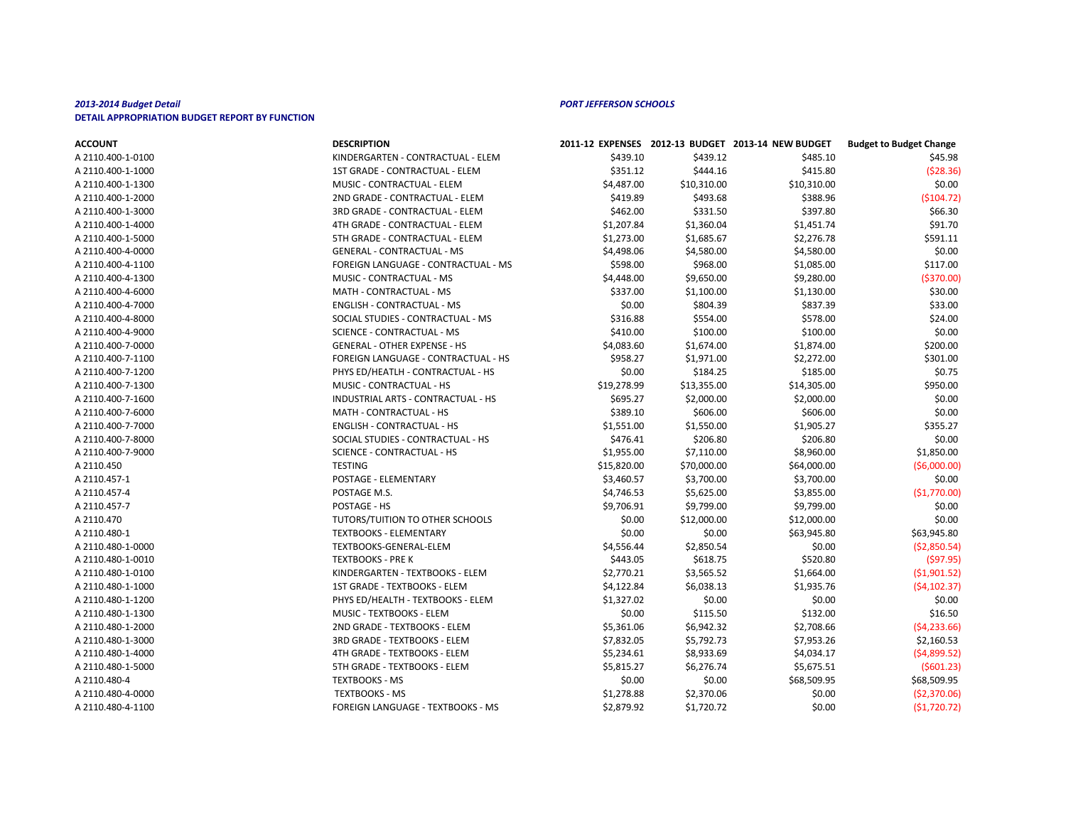*2013-2014 Budget Detail* *PORT JEFFERSON SCHOOLS*

**DETAIL APPROPRIATION BUDGET REPORT BY FUNCTION**

| ACCOUNT | DESCRIPTION | 2011-12 EXPENSES | 2012-13 BUDGET | 2013-14 NEW BUDGET | Budget to Budget Change |
|---|---|---|---|---|---|
| A 2110.400-1-0100 | KINDERGARTEN - CONTRACTUAL - ELEM | $439.10 | $439.12 | $485.10 | $45.98 |
| A 2110.400-1-1000 | 1ST GRADE - CONTRACTUAL - ELEM | $351.12 | $444.16 | $415.80 | ($28.36) |
| A 2110.400-1-1300 | MUSIC - CONTRACTUAL - ELEM | $4,487.00 | $10,310.00 | $10,310.00 | $0.00 |
| A 2110.400-1-2000 | 2ND GRADE - CONTRACTUAL - ELEM | $419.89 | $493.68 | $388.96 | ($104.72) |
| A 2110.400-1-3000 | 3RD GRADE - CONTRACTUAL - ELEM | $462.00 | $331.50 | $397.80 | $66.30 |
| A 2110.400-1-4000 | 4TH GRADE - CONTRACTUAL - ELEM | $1,207.84 | $1,360.04 | $1,451.74 | $91.70 |
| A 2110.400-1-5000 | 5TH GRADE - CONTRACTUAL - ELEM | $1,273.00 | $1,685.67 | $2,276.78 | $591.11 |
| A 2110.400-4-0000 | GENERAL - CONTRACTUAL - MS | $4,498.06 | $4,580.00 | $4,580.00 | $0.00 |
| A 2110.400-4-1100 | FOREIGN LANGUAGE - CONTRACTUAL - MS | $598.00 | $968.00 | $1,085.00 | $117.00 |
| A 2110.400-4-1300 | MUSIC - CONTRACTUAL - MS | $4,448.00 | $9,650.00 | $9,280.00 | ($370.00) |
| A 2110.400-4-6000 | MATH - CONTRACTUAL - MS | $337.00 | $1,100.00 | $1,130.00 | $30.00 |
| A 2110.400-4-7000 | ENGLISH - CONTRACTUAL - MS | $0.00 | $804.39 | $837.39 | $33.00 |
| A 2110.400-4-8000 | SOCIAL STUDIES - CONTRACTUAL - MS | $316.88 | $554.00 | $578.00 | $24.00 |
| A 2110.400-4-9000 | SCIENCE - CONTRACTUAL - MS | $410.00 | $100.00 | $100.00 | $0.00 |
| A 2110.400-7-0000 | GENERAL - OTHER EXPENSE - HS | $4,083.60 | $1,674.00 | $1,874.00 | $200.00 |
| A 2110.400-7-1100 | FOREIGN LANGUAGE - CONTRACTUAL - HS | $958.27 | $1,971.00 | $2,272.00 | $301.00 |
| A 2110.400-7-1200 | PHYS ED/HEATLH - CONTRACTUAL - HS | $0.00 | $184.25 | $185.00 | $0.75 |
| A 2110.400-7-1300 | MUSIC - CONTRACTUAL - HS | $19,278.99 | $13,355.00 | $14,305.00 | $950.00 |
| A 2110.400-7-1600 | INDUSTRIAL ARTS - CONTRACTUAL - HS | $695.27 | $2,000.00 | $2,000.00 | $0.00 |
| A 2110.400-7-6000 | MATH - CONTRACTUAL - HS | $389.10 | $606.00 | $606.00 | $0.00 |
| A 2110.400-7-7000 | ENGLISH - CONTRACTUAL - HS | $1,551.00 | $1,550.00 | $1,905.27 | $355.27 |
| A 2110.400-7-8000 | SOCIAL STUDIES - CONTRACTUAL - HS | $476.41 | $206.80 | $206.80 | $0.00 |
| A 2110.400-7-9000 | SCIENCE - CONTRACTUAL - HS | $1,955.00 | $7,110.00 | $8,960.00 | $1,850.00 |
| A 2110.450 | TESTING | $15,820.00 | $70,000.00 | $64,000.00 | ($6,000.00) |
| A 2110.457-1 | POSTAGE - ELEMENTARY | $3,460.57 | $3,700.00 | $3,700.00 | $0.00 |
| A 2110.457-4 | POSTAGE M.S. | $4,746.53 | $5,625.00 | $3,855.00 | ($1,770.00) |
| A 2110.457-7 | POSTAGE - HS | $9,706.91 | $9,799.00 | $9,799.00 | $0.00 |
| A 2110.470 | TUTORS/TUITION TO OTHER SCHOOLS | $0.00 | $12,000.00 | $12,000.00 | $0.00 |
| A 2110.480-1 | TEXTBOOKS - ELEMENTARY | $0.00 | $0.00 | $63,945.80 | $63,945.80 |
| A 2110.480-1-0000 | TEXTBOOKS-GENERAL-ELEM | $4,556.44 | $2,850.54 | $0.00 | ($2,850.54) |
| A 2110.480-1-0010 | TEXTBOOKS - PRE K | $443.05 | $618.75 | $520.80 | ($97.95) |
| A 2110.480-1-0100 | KINDERGARTEN - TEXTBOOKS - ELEM | $2,770.21 | $3,565.52 | $1,664.00 | ($1,901.52) |
| A 2110.480-1-1000 | 1ST GRADE - TEXTBOOKS - ELEM | $4,122.84 | $6,038.13 | $1,935.76 | ($4,102.37) |
| A 2110.480-1-1200 | PHYS ED/HEALTH - TEXTBOOKS - ELEM | $1,327.02 | $0.00 | $0.00 | $0.00 |
| A 2110.480-1-1300 | MUSIC - TEXTBOOKS - ELEM | $0.00 | $115.50 | $132.00 | $16.50 |
| A 2110.480-1-2000 | 2ND GRADE - TEXTBOOKS - ELEM | $5,361.06 | $6,942.32 | $2,708.66 | ($4,233.66) |
| A 2110.480-1-3000 | 3RD GRADE - TEXTBOOKS - ELEM | $7,832.05 | $5,792.73 | $7,953.26 | $2,160.53 |
| A 2110.480-1-4000 | 4TH GRADE - TEXTBOOKS - ELEM | $5,234.61 | $8,933.69 | $4,034.17 | ($4,899.52) |
| A 2110.480-1-5000 | 5TH GRADE - TEXTBOOKS - ELEM | $5,815.27 | $6,276.74 | $5,675.51 | ($601.23) |
| A 2110.480-4 | TEXTBOOKS - MS | $0.00 | $0.00 | $68,509.95 | $68,509.95 |
| A 2110.480-4-0000 | TEXTBOOKS - MS | $1,278.88 | $2,370.06 | $0.00 | ($2,370.06) |
| A 2110.480-4-1100 | FOREIGN LANGUAGE - TEXTBOOKS - MS | $2,879.92 | $1,720.72 | $0.00 | ($1,720.72) |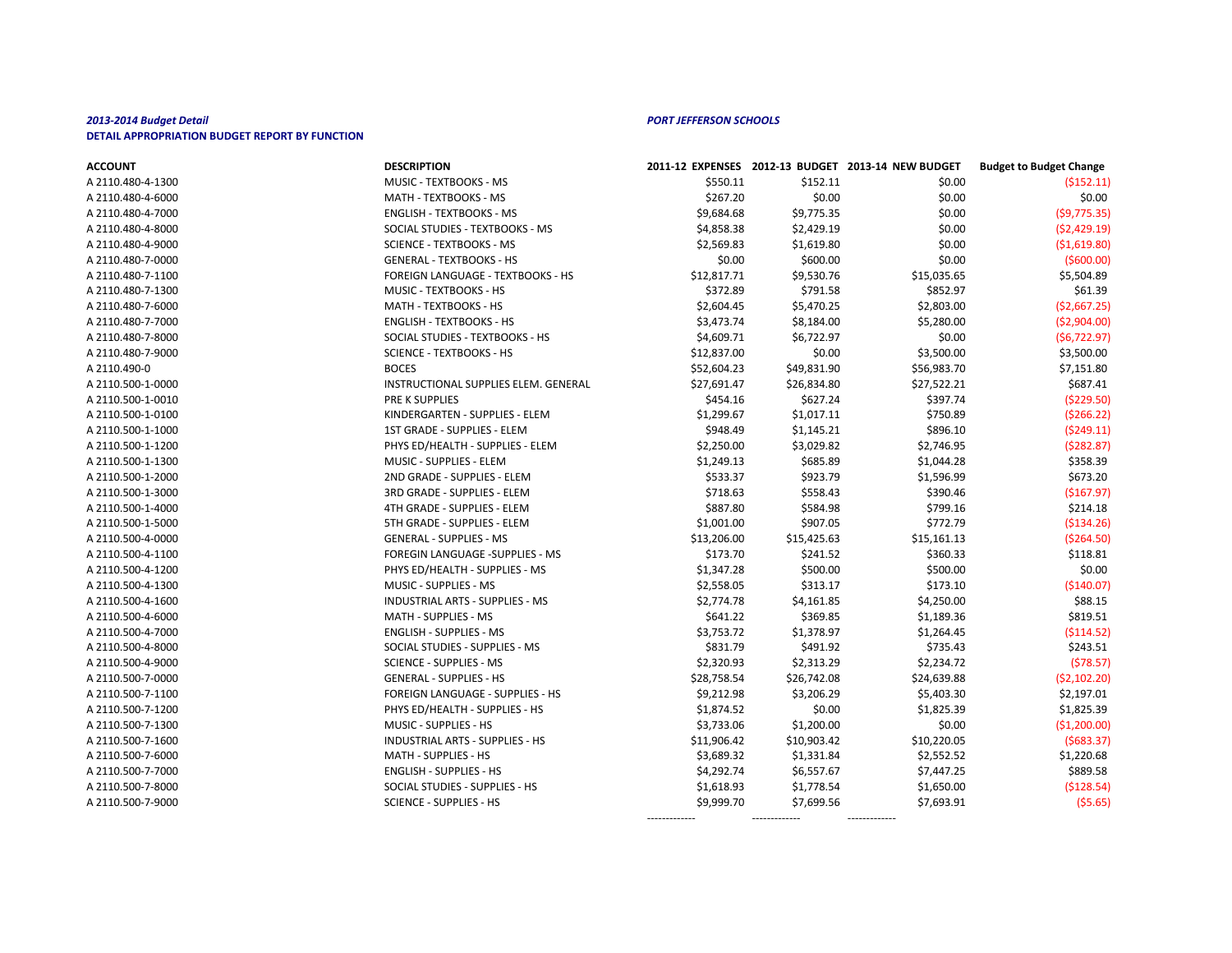***2013-2014 Budget Detail***

***PORT JEFFERSON SCHOOLS***

**DETAIL APPROPRIATION BUDGET REPORT BY FUNCTION**

| ACCOUNT | DESCRIPTION | 2011-12 EXPENSES | 2012-13 BUDGET | 2013-14 NEW BUDGET | Budget to Budget Change |
|---|---|---|---|---|---|
| A 2110.480-4-1300 | MUSIC - TEXTBOOKS - MS | $550.11 | $152.11 | $0.00 | ($152.11) |
| A 2110.480-4-6000 | MATH - TEXTBOOKS - MS | $267.20 | $0.00 | $0.00 | $0.00 |
| A 2110.480-4-7000 | ENGLISH - TEXTBOOKS - MS | $9,684.68 | $9,775.35 | $0.00 | ($9,775.35) |
| A 2110.480-4-8000 | SOCIAL STUDIES - TEXTBOOKS - MS | $4,858.38 | $2,429.19 | $0.00 | ($2,429.19) |
| A 2110.480-4-9000 | SCIENCE - TEXTBOOKS - MS | $2,569.83 | $1,619.80 | $0.00 | ($1,619.80) |
| A 2110.480-7-0000 | GENERAL - TEXTBOOKS - HS | $0.00 | $600.00 | $0.00 | ($600.00) |
| A 2110.480-7-1100 | FOREIGN LANGUAGE - TEXTBOOKS - HS | $12,817.71 | $9,530.76 | $15,035.65 | $5,504.89 |
| A 2110.480-7-1300 | MUSIC - TEXTBOOKS - HS | $372.89 | $791.58 | $852.97 | $61.39 |
| A 2110.480-7-6000 | MATH - TEXTBOOKS - HS | $2,604.45 | $5,470.25 | $2,803.00 | ($2,667.25) |
| A 2110.480-7-7000 | ENGLISH - TEXTBOOKS - HS | $3,473.74 | $8,184.00 | $5,280.00 | ($2,904.00) |
| A 2110.480-7-8000 | SOCIAL STUDIES - TEXTBOOKS - HS | $4,609.71 | $6,722.97 | $0.00 | ($6,722.97) |
| A 2110.480-7-9000 | SCIENCE - TEXTBOOKS - HS | $12,837.00 | $0.00 | $3,500.00 | $3,500.00 |
| A 2110.490-0 | BOCES | $52,604.23 | $49,831.90 | $56,983.70 | $7,151.80 |
| A 2110.500-1-0000 | INSTRUCTIONAL SUPPLIES ELEM. GENERAL | $27,691.47 | $26,834.80 | $27,522.21 | $687.41 |
| A 2110.500-1-0010 | PRE K SUPPLIES | $454.16 | $627.24 | $397.74 | ($229.50) |
| A 2110.500-1-0100 | KINDERGARTEN - SUPPLIES - ELEM | $1,299.67 | $1,017.11 | $750.89 | ($266.22) |
| A 2110.500-1-1000 | 1ST GRADE - SUPPLIES - ELEM | $948.49 | $1,145.21 | $896.10 | ($249.11) |
| A 2110.500-1-1200 | PHYS ED/HEALTH - SUPPLIES - ELEM | $2,250.00 | $3,029.82 | $2,746.95 | ($282.87) |
| A 2110.500-1-1300 | MUSIC - SUPPLIES - ELEM | $1,249.13 | $685.89 | $1,044.28 | $358.39 |
| A 2110.500-1-2000 | 2ND GRADE - SUPPLIES - ELEM | $533.37 | $923.79 | $1,596.99 | $673.20 |
| A 2110.500-1-3000 | 3RD GRADE - SUPPLIES - ELEM | $718.63 | $558.43 | $390.46 | ($167.97) |
| A 2110.500-1-4000 | 4TH GRADE - SUPPLIES - ELEM | $887.80 | $584.98 | $799.16 | $214.18 |
| A 2110.500-1-5000 | 5TH GRADE - SUPPLIES - ELEM | $1,001.00 | $907.05 | $772.79 | ($134.26) |
| A 2110.500-4-0000 | GENERAL - SUPPLIES - MS | $13,206.00 | $15,425.63 | $15,161.13 | ($264.50) |
| A 2110.500-4-1100 | FOREGIN LANGUAGE -SUPPLIES - MS | $173.70 | $241.52 | $360.33 | $118.81 |
| A 2110.500-4-1200 | PHYS ED/HEALTH - SUPPLIES - MS | $1,347.28 | $500.00 | $500.00 | $0.00 |
| A 2110.500-4-1300 | MUSIC - SUPPLIES - MS | $2,558.05 | $313.17 | $173.10 | ($140.07) |
| A 2110.500-4-1600 | INDUSTRIAL ARTS - SUPPLIES - MS | $2,774.78 | $4,161.85 | $4,250.00 | $88.15 |
| A 2110.500-4-6000 | MATH - SUPPLIES - MS | $641.22 | $369.85 | $1,189.36 | $819.51 |
| A 2110.500-4-7000 | ENGLISH - SUPPLIES - MS | $3,753.72 | $1,378.97 | $1,264.45 | ($114.52) |
| A 2110.500-4-8000 | SOCIAL STUDIES - SUPPLIES - MS | $831.79 | $491.92 | $735.43 | $243.51 |
| A 2110.500-4-9000 | SCIENCE - SUPPLIES - MS | $2,320.93 | $2,313.29 | $2,234.72 | ($78.57) |
| A 2110.500-7-0000 | GENERAL - SUPPLIES - HS | $28,758.54 | $26,742.08 | $24,639.88 | ($2,102.20) |
| A 2110.500-7-1100 | FOREIGN LANGUAGE - SUPPLIES - HS | $9,212.98 | $3,206.29 | $5,403.30 | $2,197.01 |
| A 2110.500-7-1200 | PHYS ED/HEALTH - SUPPLIES - HS | $1,874.52 | $0.00 | $1,825.39 | $1,825.39 |
| A 2110.500-7-1300 | MUSIC - SUPPLIES - HS | $3,733.06 | $1,200.00 | $0.00 | ($1,200.00) |
| A 2110.500-7-1600 | INDUSTRIAL ARTS - SUPPLIES - HS | $11,906.42 | $10,903.42 | $10,220.05 | ($683.37) |
| A 2110.500-7-6000 | MATH - SUPPLIES - HS | $3,689.32 | $1,331.84 | $2,552.52 | $1,220.68 |
| A 2110.500-7-7000 | ENGLISH - SUPPLIES - HS | $4,292.74 | $6,557.67 | $7,447.25 | $889.58 |
| A 2110.500-7-8000 | SOCIAL STUDIES - SUPPLIES - HS | $1,618.93 | $1,778.54 | $1,650.00 | ($128.54) |
| A 2110.500-7-9000 | SCIENCE - SUPPLIES - HS | $9,999.70 | $7,699.56 | $7,693.91 | ($5.65) |
| | | ------------ | ------------ | ------------ | |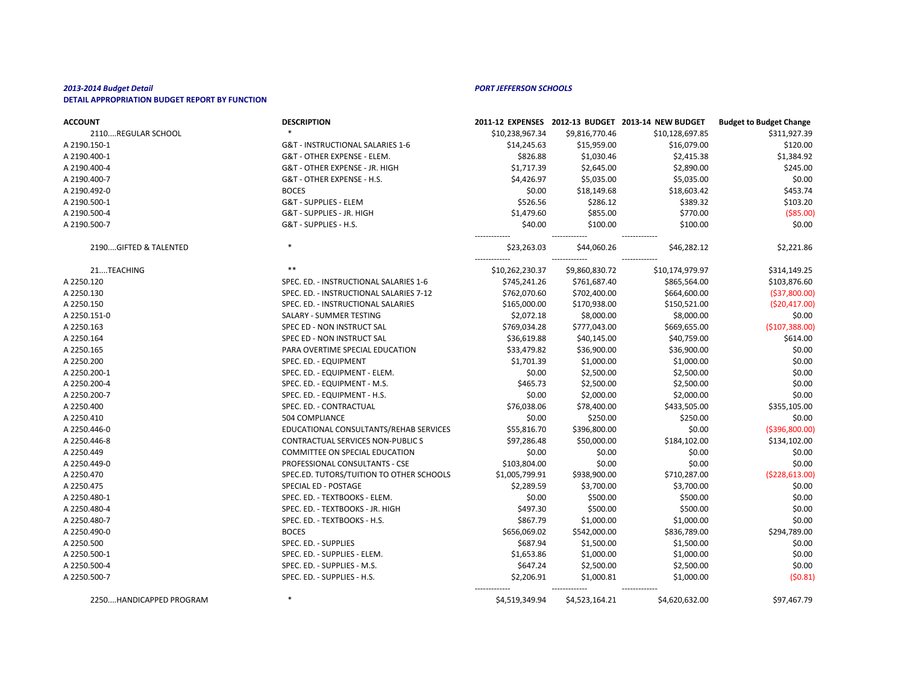*2013-2014 Budget Detail*
**DETAIL APPROPRIATION BUDGET REPORT BY FUNCTION**

*PORT JEFFERSON SCHOOLS*

| ACCOUNT | DESCRIPTION | 2011-12 EXPENSES | 2012-13 BUDGET | 2013-14 NEW BUDGET | Budget to Budget Change |
|---|---|---|---|---|---|
| 2110....REGULAR SCHOOL | * | $10,238,967.34 | $9,816,770.46 | $10,128,697.85 | $311,927.39 |
| A 2190.150-1 | G&T - INSTRUCTIONAL SALARIES 1-6 | $14,245.63 | $15,959.00 | $16,079.00 | $120.00 |
| A 2190.400-1 | G&T - OTHER EXPENSE - ELEM. | $826.88 | $1,030.46 | $2,415.38 | $1,384.92 |
| A 2190.400-4 | G&T - OTHER EXPENSE - JR. HIGH | $1,717.39 | $2,645.00 | $2,890.00 | $245.00 |
| A 2190.400-7 | G&T - OTHER EXPENSE - H.S. | $4,426.97 | $5,035.00 | $5,035.00 | $0.00 |
| A 2190.492-0 | BOCES | $0.00 | $18,149.68 | $18,603.42 | $453.74 |
| A 2190.500-1 | G&T - SUPPLIES - ELEM | $526.56 | $286.12 | $389.32 | $103.20 |
| A 2190.500-4 | G&T - SUPPLIES - JR. HIGH | $1,479.60 | $855.00 | $770.00 | ($85.00) |
| A 2190.500-7 | G&T - SUPPLIES - H.S. | $40.00 | $100.00 | $100.00 | $0.00 |
| 2190....GIFTED & TALENTED | * | $23,263.03 | $44,060.26 | $46,282.12 | $2,221.86 |
| 21....TEACHING | ** | $10,262,230.37 | $9,860,830.72 | $10,174,979.97 | $314,149.25 |
| A 2250.120 | SPEC. ED. - INSTRUCTIONAL SALARIES 1-6 | $745,241.26 | $761,687.40 | $865,564.00 | $103,876.60 |
| A 2250.130 | SPEC. ED. - INSTRUCTIONAL SALARIES 7-12 | $762,070.60 | $702,400.00 | $664,600.00 | ($37,800.00) |
| A 2250.150 | SPEC. ED. - INSTRUCTIONAL SALARIES | $165,000.00 | $170,938.00 | $150,521.00 | ($20,417.00) |
| A 2250.151-0 | SALARY - SUMMER TESTING | $2,072.18 | $8,000.00 | $8,000.00 | $0.00 |
| A 2250.163 | SPEC ED - NON INSTRUCT SAL | $769,034.28 | $777,043.00 | $669,655.00 | ($107,388.00) |
| A 2250.164 | SPEC ED - NON INSTRUCT SAL | $36,619.88 | $40,145.00 | $40,759.00 | $614.00 |
| A 2250.165 | PARA OVERTIME SPECIAL EDUCATION | $33,479.82 | $36,900.00 | $36,900.00 | $0.00 |
| A 2250.200 | SPEC. ED. - EQUIPMENT | $1,701.39 | $1,000.00 | $1,000.00 | $0.00 |
| A 2250.200-1 | SPEC. ED. - EQUIPMENT - ELEM. | $0.00 | $2,500.00 | $2,500.00 | $0.00 |
| A 2250.200-4 | SPEC. ED. - EQUIPMENT - M.S. | $465.73 | $2,500.00 | $2,500.00 | $0.00 |
| A 2250.200-7 | SPEC. ED. - EQUIPMENT - H.S. | $0.00 | $2,000.00 | $2,000.00 | $0.00 |
| A 2250.400 | SPEC. ED. - CONTRACTUAL | $76,038.06 | $78,400.00 | $433,505.00 | $355,105.00 |
| A 2250.410 | 504 COMPLIANCE | $0.00 | $250.00 | $250.00 | $0.00 |
| A 2250.446-0 | EDUCATIONAL CONSULTANTS/REHAB SERVICES | $55,816.70 | $396,800.00 | $0.00 | ($396,800.00) |
| A 2250.446-8 | CONTRACTUAL SERVICES NON-PUBLIC S | $97,286.48 | $50,000.00 | $184,102.00 | $134,102.00 |
| A 2250.449 | COMMITTEE ON SPECIAL EDUCATION | $0.00 | $0.00 | $0.00 | $0.00 |
| A 2250.449-0 | PROFESSIONAL CONSULTANTS - CSE | $103,804.00 | $0.00 | $0.00 | $0.00 |
| A 2250.470 | SPEC.ED. TUTORS/TUITION TO OTHER SCHOOLS | $1,005,799.91 | $938,900.00 | $710,287.00 | ($228,613.00) |
| A 2250.475 | SPECIAL ED - POSTAGE | $2,289.59 | $3,700.00 | $3,700.00 | $0.00 |
| A 2250.480-1 | SPEC. ED. - TEXTBOOKS - ELEM. | $0.00 | $500.00 | $500.00 | $0.00 |
| A 2250.480-4 | SPEC. ED. - TEXTBOOKS - JR. HIGH | $497.30 | $500.00 | $500.00 | $0.00 |
| A 2250.480-7 | SPEC. ED. - TEXTBOOKS - H.S. | $867.79 | $1,000.00 | $1,000.00 | $0.00 |
| A 2250.490-0 | BOCES | $656,069.02 | $542,000.00 | $836,789.00 | $294,789.00 |
| A 2250.500 | SPEC. ED. - SUPPLIES | $687.94 | $1,500.00 | $1,500.00 | $0.00 |
| A 2250.500-1 | SPEC. ED. - SUPPLIES - ELEM. | $1,653.86 | $1,000.00 | $1,000.00 | $0.00 |
| A 2250.500-4 | SPEC. ED. - SUPPLIES - M.S. | $647.24 | $2,500.00 | $2,500.00 | $0.00 |
| A 2250.500-7 | SPEC. ED. - SUPPLIES - H.S. | $2,206.91 | $1,000.81 | $1,000.00 | ($0.81) |
| 2250....HANDICAPPED PROGRAM | * | $4,519,349.94 | $4,523,164.21 | $4,620,632.00 | $97,467.79 |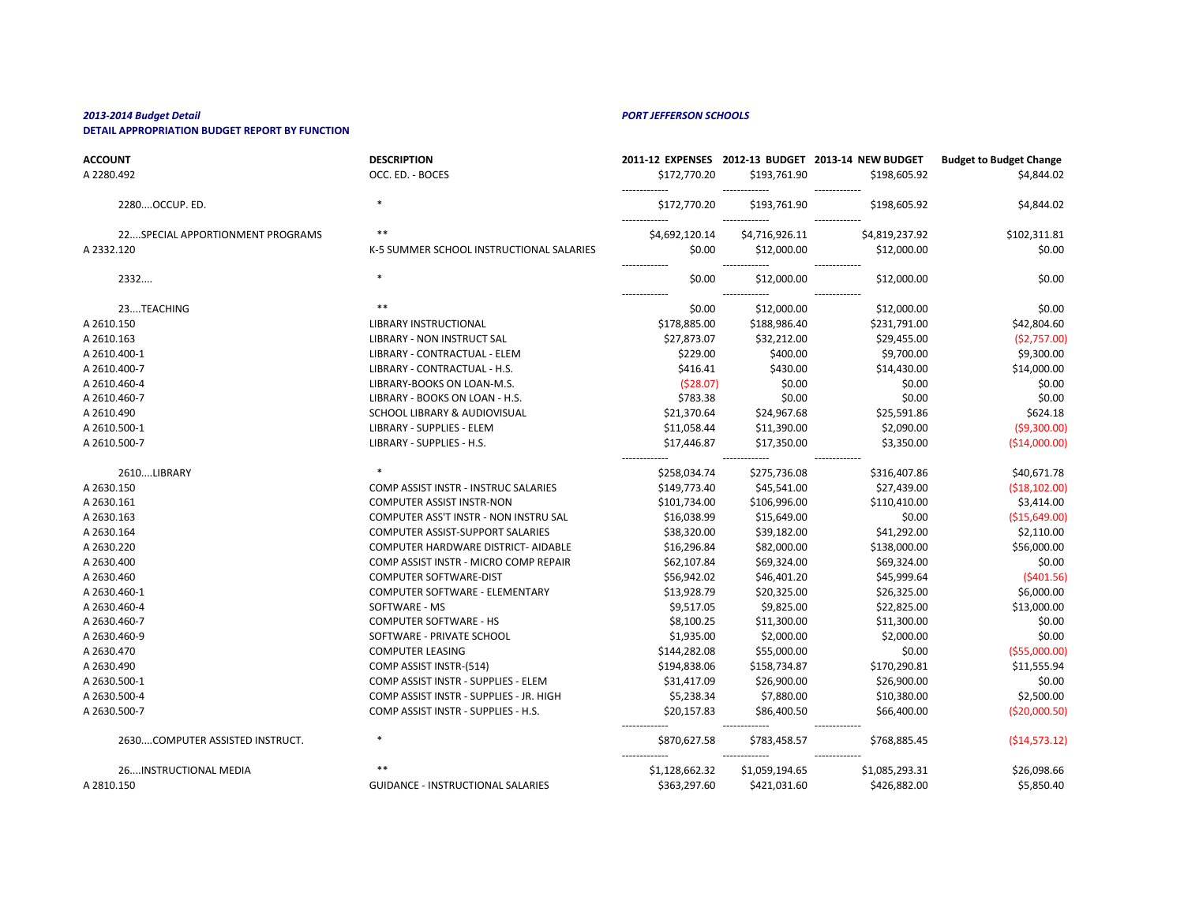***2013-2014 Budget Detail***

***PORT JEFFERSON SCHOOLS***

**DETAIL APPROPRIATION BUDGET REPORT BY FUNCTION**

| ACCOUNT | DESCRIPTION | 2011-12 EXPENSES | 2012-13 BUDGET | 2013-14 NEW BUDGET | Budget to Budget Change |
|---|---|---|---|---|---|
| A 2280.492 | OCC. ED. - BOCES | $172,770.20 | $193,761.90 | $198,605.92 | $4,844.02 |
| 2280....OCCUP. ED. | * | $172,770.20 | $193,761.90 | $198,605.92 | $4,844.02 |
| 22....SPECIAL APPORTIONMENT PROGRAMS | ** | $4,692,120.14 | $4,716,926.11 | $4,819,237.92 | $102,311.81 |
| A 2332.120 | K-5 SUMMER SCHOOL INSTRUCTIONAL SALARIES | $0.00 | $12,000.00 | $12,000.00 | $0.00 |
| 2332.... | * | $0.00 | $12,000.00 | $12,000.00 | $0.00 |
| 23....TEACHING | ** | $0.00 | $12,000.00 | $12,000.00 | $0.00 |
| A 2610.150 | LIBRARY INSTRUCTIONAL | $178,885.00 | $188,986.40 | $231,791.00 | $42,804.60 |
| A 2610.163 | LIBRARY - NON INSTRUCT SAL | $27,873.07 | $32,212.00 | $29,455.00 | ($2,757.00) |
| A 2610.400-1 | LIBRARY - CONTRACTUAL - ELEM | $229.00 | $400.00 | $9,700.00 | $9,300.00 |
| A 2610.400-7 | LIBRARY - CONTRACTUAL - H.S. | $416.41 | $430.00 | $14,430.00 | $14,000.00 |
| A 2610.460-4 | LIBRARY-BOOKS ON LOAN-M.S. | ($28.07) | $0.00 | $0.00 | $0.00 |
| A 2610.460-7 | LIBRARY - BOOKS ON LOAN - H.S. | $783.38 | $0.00 | $0.00 | $0.00 |
| A 2610.490 | SCHOOL LIBRARY & AUDIOVISUAL | $21,370.64 | $24,967.68 | $25,591.86 | $624.18 |
| A 2610.500-1 | LIBRARY - SUPPLIES - ELEM | $11,058.44 | $11,390.00 | $2,090.00 | ($9,300.00) |
| A 2610.500-7 | LIBRARY - SUPPLIES - H.S. | $17,446.87 | $17,350.00 | $3,350.00 | ($14,000.00) |
| 2610....LIBRARY | * | $258,034.74 | $275,736.08 | $316,407.86 | $40,671.78 |
| A 2630.150 | COMP ASSIST INSTR - INSTRUC SALARIES | $149,773.40 | $45,541.00 | $27,439.00 | ($18,102.00) |
| A 2630.161 | COMPUTER ASSIST INSTR-NON | $101,734.00 | $106,996.00 | $110,410.00 | $3,414.00 |
| A 2630.163 | COMPUTER ASS'T INSTR - NON INSTRU SAL | $16,038.99 | $15,649.00 | $0.00 | ($15,649.00) |
| A 2630.164 | COMPUTER ASSIST-SUPPORT SALARIES | $38,320.00 | $39,182.00 | $41,292.00 | $2,110.00 |
| A 2630.220 | COMPUTER HARDWARE DISTRICT- AIDABLE | $16,296.84 | $82,000.00 | $138,000.00 | $56,000.00 |
| A 2630.400 | COMP ASSIST INSTR - MICRO COMP REPAIR | $62,107.84 | $69,324.00 | $69,324.00 | $0.00 |
| A 2630.460 | COMPUTER SOFTWARE-DIST | $56,942.02 | $46,401.20 | $45,999.64 | ($401.56) |
| A 2630.460-1 | COMPUTER SOFTWARE - ELEMENTARY | $13,928.79 | $20,325.00 | $26,325.00 | $6,000.00 |
| A 2630.460-4 | SOFTWARE - MS | $9,517.05 | $9,825.00 | $22,825.00 | $13,000.00 |
| A 2630.460-7 | COMPUTER SOFTWARE - HS | $8,100.25 | $11,300.00 | $11,300.00 | $0.00 |
| A 2630.460-9 | SOFTWARE - PRIVATE SCHOOL | $1,935.00 | $2,000.00 | $2,000.00 | $0.00 |
| A 2630.470 | COMPUTER LEASING | $144,282.08 | $55,000.00 | $0.00 | ($55,000.00) |
| A 2630.490 | COMP ASSIST INSTR-(514) | $194,838.06 | $158,734.87 | $170,290.81 | $11,555.94 |
| A 2630.500-1 | COMP ASSIST INSTR - SUPPLIES - ELEM | $31,417.09 | $26,900.00 | $26,900.00 | $0.00 |
| A 2630.500-4 | COMP ASSIST INSTR - SUPPLIES - JR. HIGH | $5,238.34 | $7,880.00 | $10,380.00 | $2,500.00 |
| A 2630.500-7 | COMP ASSIST INSTR - SUPPLIES - H.S. | $20,157.83 | $86,400.50 | $66,400.00 | ($20,000.50) |
| 2630....COMPUTER ASSISTED INSTRUCT. | * | $870,627.58 | $783,458.57 | $768,885.45 | ($14,573.12) |
| 26....INSTRUCTIONAL MEDIA | ** | $1,128,662.32 | $1,059,194.65 | $1,085,293.31 | $26,098.66 |
| A 2810.150 | GUIDANCE - INSTRUCTIONAL SALARIES | $363,297.60 | $421,031.60 | $426,882.00 | $5,850.40 |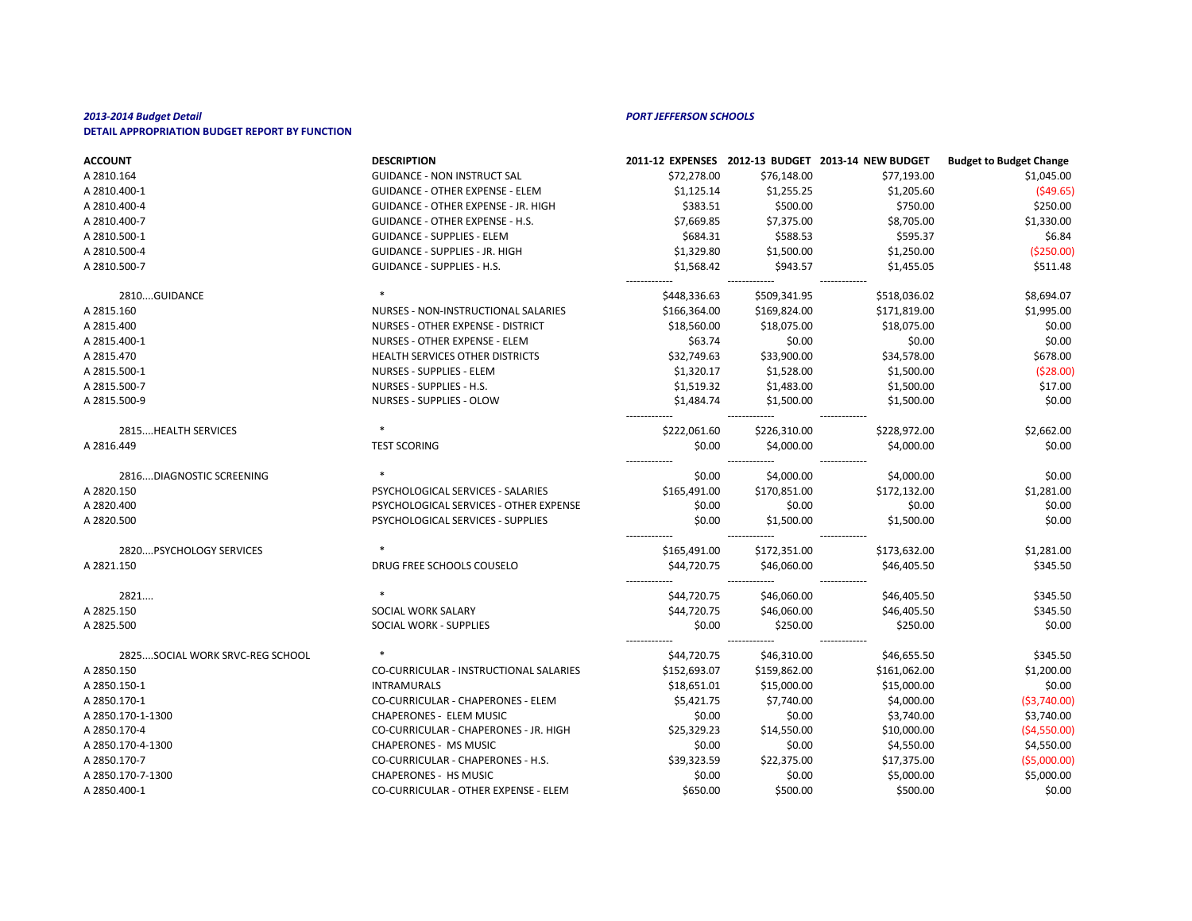***2013-2014 Budget Detail***

***PORT JEFFERSON SCHOOLS***

**DETAIL APPROPRIATION BUDGET REPORT BY FUNCTION**

| ACCOUNT | DESCRIPTION | 2011-12 EXPENSES | 2012-13 BUDGET | 2013-14 NEW BUDGET | Budget to Budget Change |
|---|---|---|---|---|---|
| A 2810.164 | GUIDANCE - NON INSTRUCT SAL | $72,278.00 | $76,148.00 | $77,193.00 | $1,045.00 |
| A 2810.400-1 | GUIDANCE - OTHER EXPENSE - ELEM | $1,125.14 | $1,255.25 | $1,205.60 | ($49.65) |
| A 2810.400-4 | GUIDANCE - OTHER EXPENSE - JR. HIGH | $383.51 | $500.00 | $750.00 | $250.00 |
| A 2810.400-7 | GUIDANCE - OTHER EXPENSE - H.S. | $7,669.85 | $7,375.00 | $8,705.00 | $1,330.00 |
| A 2810.500-1 | GUIDANCE - SUPPLIES - ELEM | $684.31 | $588.53 | $595.37 | $6.84 |
| A 2810.500-4 | GUIDANCE - SUPPLIES - JR. HIGH | $1,329.80 | $1,500.00 | $1,250.00 | ($250.00) |
| A 2810.500-7 | GUIDANCE - SUPPLIES - H.S. | $1,568.42 | $943.57 | $1,455.05 | $511.48 |
| 2810....GUIDANCE | * | $448,336.63 | $509,341.95 | $518,036.02 | $8,694.07 |
| A 2815.160 | NURSES - NON-INSTRUCTIONAL SALARIES | $166,364.00 | $169,824.00 | $171,819.00 | $1,995.00 |
| A 2815.400 | NURSES - OTHER EXPENSE - DISTRICT | $18,560.00 | $18,075.00 | $18,075.00 | $0.00 |
| A 2815.400-1 | NURSES - OTHER EXPENSE - ELEM | $63.74 | $0.00 | $0.00 | $0.00 |
| A 2815.470 | HEALTH SERVICES OTHER DISTRICTS | $32,749.63 | $33,900.00 | $34,578.00 | $678.00 |
| A 2815.500-1 | NURSES - SUPPLIES - ELEM | $1,320.17 | $1,528.00 | $1,500.00 | ($28.00) |
| A 2815.500-7 | NURSES - SUPPLIES - H.S. | $1,519.32 | $1,483.00 | $1,500.00 | $17.00 |
| A 2815.500-9 | NURSES - SUPPLIES - OLOW | $1,484.74 | $1,500.00 | $1,500.00 | $0.00 |
| 2815....HEALTH SERVICES | * | $222,061.60 | $226,310.00 | $228,972.00 | $2,662.00 |
| A 2816.449 | TEST SCORING | $0.00 | $4,000.00 | $4,000.00 | $0.00 |
| 2816....DIAGNOSTIC SCREENING | * | $0.00 | $4,000.00 | $4,000.00 | $0.00 |
| A 2820.150 | PSYCHOLOGICAL SERVICES - SALARIES | $165,491.00 | $170,851.00 | $172,132.00 | $1,281.00 |
| A 2820.400 | PSYCHOLOGICAL SERVICES - OTHER EXPENSE | $0.00 | $0.00 | $0.00 | $0.00 |
| A 2820.500 | PSYCHOLOGICAL SERVICES - SUPPLIES | $0.00 | $1,500.00 | $1,500.00 | $0.00 |
| 2820....PSYCHOLOGY SERVICES | * | $165,491.00 | $172,351.00 | $173,632.00 | $1,281.00 |
| A 2821.150 | DRUG FREE SCHOOLS COUSELO | $44,720.75 | $46,060.00 | $46,405.50 | $345.50 |
| 2821.... | * | $44,720.75 | $46,060.00 | $46,405.50 | $345.50 |
| A 2825.150 | SOCIAL WORK SALARY | $44,720.75 | $46,060.00 | $46,405.50 | $345.50 |
| A 2825.500 | SOCIAL WORK - SUPPLIES | $0.00 | $250.00 | $250.00 | $0.00 |
| 2825....SOCIAL WORK SRVC-REG SCHOOL | * | $44,720.75 | $46,310.00 | $46,655.50 | $345.50 |
| A 2850.150 | CO-CURRICULAR - INSTRUCTIONAL SALARIES | $152,693.07 | $159,862.00 | $161,062.00 | $1,200.00 |
| A 2850.150-1 | INTRAMURALS | $18,651.01 | $15,000.00 | $15,000.00 | $0.00 |
| A 2850.170-1 | CO-CURRICULAR - CHAPERONES - ELEM | $5,421.75 | $7,740.00 | $4,000.00 | ($3,740.00) |
| A 2850.170-1-1300 | CHAPERONES - ELEM MUSIC | $0.00 | $0.00 | $3,740.00 | $3,740.00 |
| A 2850.170-4 | CO-CURRICULAR - CHAPERONES - JR. HIGH | $25,329.23 | $14,550.00 | $10,000.00 | ($4,550.00) |
| A 2850.170-4-1300 | CHAPERONES - MS MUSIC | $0.00 | $0.00 | $4,550.00 | $4,550.00 |
| A 2850.170-7 | CO-CURRICULAR - CHAPERONES - H.S. | $39,323.59 | $22,375.00 | $17,375.00 | ($5,000.00) |
| A 2850.170-7-1300 | CHAPERONES - HS MUSIC | $0.00 | $0.00 | $5,000.00 | $5,000.00 |
| A 2850.400-1 | CO-CURRICULAR - OTHER EXPENSE - ELEM | $650.00 | $500.00 | $500.00 | $0.00 |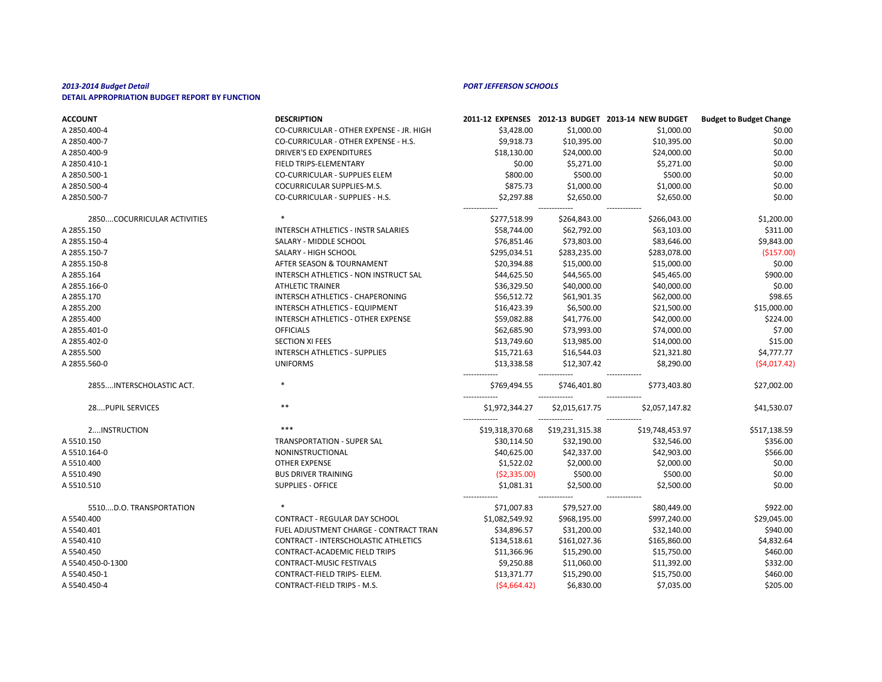*2013-2014 Budget Detail*

**DETAIL APPROPRIATION BUDGET REPORT BY FUNCTION**

*PORT JEFFERSON SCHOOLS*

| ACCOUNT | DESCRIPTION | 2011-12 EXPENSES | 2012-13 BUDGET | 2013-14 NEW BUDGET | Budget to Budget Change |
|---|---|---|---|---|---|
| A 2850.400-4 | CO-CURRICULAR - OTHER EXPENSE - JR. HIGH | $3,428.00 | $1,000.00 | $1,000.00 | $0.00 |
| A 2850.400-7 | CO-CURRICULAR - OTHER EXPENSE - H.S. | $9,918.73 | $10,395.00 | $10,395.00 | $0.00 |
| A 2850.400-9 | DRIVER'S ED EXPENDITURES | $18,130.00 | $24,000.00 | $24,000.00 | $0.00 |
| A 2850.410-1 | FIELD TRIPS-ELEMENTARY | $0.00 | $5,271.00 | $5,271.00 | $0.00 |
| A 2850.500-1 | CO-CURRICULAR - SUPPLIES ELEM | $800.00 | $500.00 | $500.00 | $0.00 |
| A 2850.500-4 | COCURRICULAR SUPPLIES-M.S. | $875.73 | $1,000.00 | $1,000.00 | $0.00 |
| A 2850.500-7 | CO-CURRICULAR - SUPPLIES - H.S. | $2,297.88 | $2,650.00 | $2,650.00 | $0.00 |
| 2850....COCURRICULAR ACTIVITIES | * | $277,518.99 | $264,843.00 | $266,043.00 | $1,200.00 |
| A 2855.150 | INTERSCH ATHLETICS - INSTR SALARIES | $58,744.00 | $62,792.00 | $63,103.00 | $311.00 |
| A 2855.150-4 | SALARY - MIDDLE SCHOOL | $76,851.46 | $73,803.00 | $83,646.00 | $9,843.00 |
| A 2855.150-7 | SALARY - HIGH SCHOOL | $295,034.51 | $283,235.00 | $283,078.00 | ($157.00) |
| A 2855.150-8 | AFTER SEASON & TOURNAMENT | $20,394.88 | $15,000.00 | $15,000.00 | $0.00 |
| A 2855.164 | INTERSCH ATHLETICS - NON INSTRUCT SAL | $44,625.50 | $44,565.00 | $45,465.00 | $900.00 |
| A 2855.166-0 | ATHLETIC TRAINER | $36,329.50 | $40,000.00 | $40,000.00 | $0.00 |
| A 2855.170 | INTERSCH ATHLETICS - CHAPERONING | $56,512.72 | $61,901.35 | $62,000.00 | $98.65 |
| A 2855.200 | INTERSCH ATHLETICS - EQUIPMENT | $16,423.39 | $6,500.00 | $21,500.00 | $15,000.00 |
| A 2855.400 | INTERSCH ATHLETICS - OTHER EXPENSE | $59,082.88 | $41,776.00 | $42,000.00 | $224.00 |
| A 2855.401-0 | OFFICIALS | $62,685.90 | $73,993.00 | $74,000.00 | $7.00 |
| A 2855.402-0 | SECTION XI FEES | $13,749.60 | $13,985.00 | $14,000.00 | $15.00 |
| A 2855.500 | INTERSCH ATHLETICS - SUPPLIES | $15,721.63 | $16,544.03 | $21,321.80 | $4,777.77 |
| A 2855.560-0 | UNIFORMS | $13,338.58 | $12,307.42 | $8,290.00 | ($4,017.42) |
| 2855....INTERSCHOLASTIC ACT. | * | $769,494.55 | $746,401.80 | $773,403.80 | $27,002.00 |
| 28....PUPIL SERVICES | ** | $1,972,344.27 | $2,015,617.75 | $2,057,147.82 | $41,530.07 |
| 2....INSTRUCTION | *** | $19,318,370.68 | $19,231,315.38 | $19,748,453.97 | $517,138.59 |
| A 5510.150 | TRANSPORTATION - SUPER SAL | $30,114.50 | $32,190.00 | $32,546.00 | $356.00 |
| A 5510.164-0 | NONINSTRUCTIONAL | $40,625.00 | $42,337.00 | $42,903.00 | $566.00 |
| A 5510.400 | OTHER EXPENSE | $1,522.02 | $2,000.00 | $2,000.00 | $0.00 |
| A 5510.490 | BUS DRIVER TRAINING | ($2,335.00) | $500.00 | $500.00 | $0.00 |
| A 5510.510 | SUPPLIES - OFFICE | $1,081.31 | $2,500.00 | $2,500.00 | $0.00 |
| 5510....D.O. TRANSPORTATION | * | $71,007.83 | $79,527.00 | $80,449.00 | $922.00 |
| A 5540.400 | CONTRACT - REGULAR DAY SCHOOL | $1,082,549.92 | $968,195.00 | $997,240.00 | $29,045.00 |
| A 5540.401 | FUEL ADJUSTMENT CHARGE - CONTRACT TRAN | $34,896.57 | $31,200.00 | $32,140.00 | $940.00 |
| A 5540.410 | CONTRACT - INTERSCHOLASTIC ATHLETICS | $134,518.61 | $161,027.36 | $165,860.00 | $4,832.64 |
| A 5540.450 | CONTRACT-ACADEMIC FIELD TRIPS | $11,366.96 | $15,290.00 | $15,750.00 | $460.00 |
| A 5540.450-0-1300 | CONTRACT-MUSIC FESTIVALS | $9,250.88 | $11,060.00 | $11,392.00 | $332.00 |
| A 5540.450-1 | CONTRACT-FIELD TRIPS- ELEM. | $13,371.77 | $15,290.00 | $15,750.00 | $460.00 |
| A 5540.450-4 | CONTRACT-FIELD TRIPS - M.S. | ($4,664.42) | $6,830.00 | $7,035.00 | $205.00 |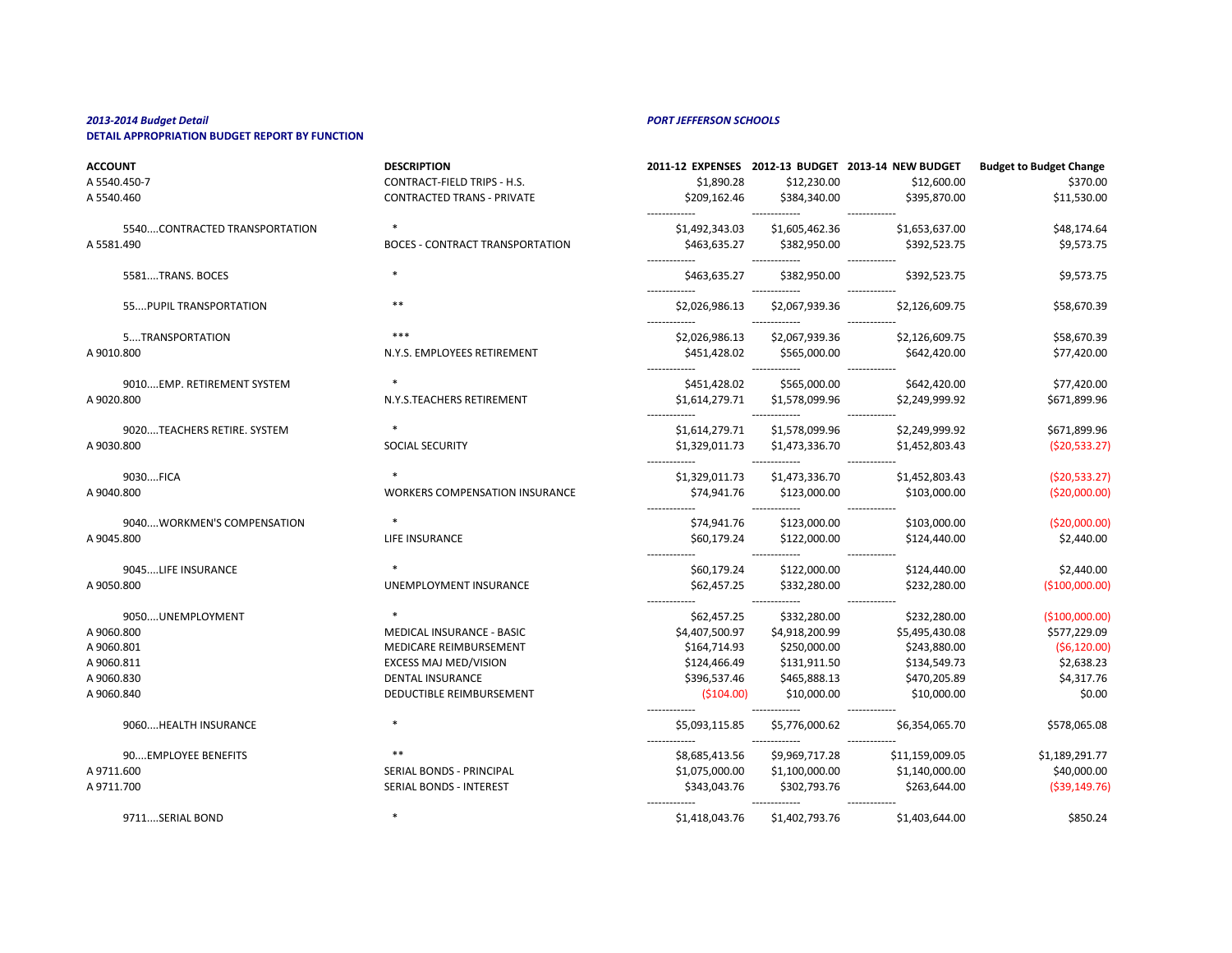*2013-2014 Budget Detail*

**DETAIL APPROPRIATION BUDGET REPORT BY FUNCTION**

*PORT JEFFERSON SCHOOLS*

| ACCOUNT | DESCRIPTION | 2011-12 EXPENSES | 2012-13 BUDGET | 2013-14 NEW BUDGET | Budget to Budget Change |
|---|---|---|---|---|---|
| A 5540.450-7 | CONTRACT-FIELD TRIPS - H.S. | $1,890.28 | $12,230.00 | $12,600.00 | $370.00 |
| A 5540.460 | CONTRACTED TRANS - PRIVATE | $209,162.46 | $384,340.00 | $395,870.00 | $11,530.00 |
| 5540....CONTRACTED TRANSPORTATION | * | $1,492,343.03 | $1,605,462.36 | $1,653,637.00 | $48,174.64 |
| A 5581.490 | BOCES - CONTRACT TRANSPORTATION | $463,635.27 | $382,950.00 | $392,523.75 | $9,573.75 |
| 5581....TRANS. BOCES | * | $463,635.27 | $382,950.00 | $392,523.75 | $9,573.75 |
| 55....PUPIL TRANSPORTATION | ** | $2,026,986.13 | $2,067,939.36 | $2,126,609.75 | $58,670.39 |
| 5....TRANSPORTATION | *** | $2,026,986.13 | $2,067,939.36 | $2,126,609.75 | $58,670.39 |
| A 9010.800 | N.Y.S. EMPLOYEES RETIREMENT | $451,428.02 | $565,000.00 | $642,420.00 | $77,420.00 |
| 9010....EMP. RETIREMENT SYSTEM | * | $451,428.02 | $565,000.00 | $642,420.00 | $77,420.00 |
| A 9020.800 | N.Y.S.TEACHERS RETIREMENT | $1,614,279.71 | $1,578,099.96 | $2,249,999.92 | $671,899.96 |
| 9020....TEACHERS RETIRE. SYSTEM | * | $1,614,279.71 | $1,578,099.96 | $2,249,999.92 | $671,899.96 |
| A 9030.800 | SOCIAL SECURITY | $1,329,011.73 | $1,473,336.70 | $1,452,803.43 | ($20,533.27) |
| 9030....FICA | * | $1,329,011.73 | $1,473,336.70 | $1,452,803.43 | ($20,533.27) |
| A 9040.800 | WORKERS COMPENSATION INSURANCE | $74,941.76 | $123,000.00 | $103,000.00 | ($20,000.00) |
| 9040....WORKMEN'S COMPENSATION | * | $74,941.76 | $123,000.00 | $103,000.00 | ($20,000.00) |
| A 9045.800 | LIFE INSURANCE | $60,179.24 | $122,000.00 | $124,440.00 | $2,440.00 |
| 9045....LIFE INSURANCE | * | $60,179.24 | $122,000.00 | $124,440.00 | $2,440.00 |
| A 9050.800 | UNEMPLOYMENT INSURANCE | $62,457.25 | $332,280.00 | $232,280.00 | ($100,000.00) |
| 9050....UNEMPLOYMENT | * | $62,457.25 | $332,280.00 | $232,280.00 | ($100,000.00) |
| A 9060.800 | MEDICAL INSURANCE - BASIC | $4,407,500.97 | $4,918,200.99 | $5,495,430.08 | $577,229.09 |
| A 9060.801 | MEDICARE REIMBURSEMENT | $164,714.93 | $250,000.00 | $243,880.00 | ($6,120.00) |
| A 9060.811 | EXCESS MAJ MED/VISION | $124,466.49 | $131,911.50 | $134,549.73 | $2,638.23 |
| A 9060.830 | DENTAL INSURANCE | $396,537.46 | $465,888.13 | $470,205.89 | $4,317.76 |
| A 9060.840 | DEDUCTIBLE REIMBURSEMENT | ($104.00) | $10,000.00 | $10,000.00 | $0.00 |
| 9060....HEALTH INSURANCE | * | $5,093,115.85 | $5,776,000.62 | $6,354,065.70 | $578,065.08 |
| 90....EMPLOYEE BENEFITS | ** | $8,685,413.56 | $9,969,717.28 | $11,159,009.05 | $1,189,291.77 |
| A 9711.600 | SERIAL BONDS - PRINCIPAL | $1,075,000.00 | $1,100,000.00 | $1,140,000.00 | $40,000.00 |
| A 9711.700 | SERIAL BONDS - INTEREST | $343,043.76 | $302,793.76 | $263,644.00 | ($39,149.76) |
| 9711....SERIAL BOND | * | $1,418,043.76 | $1,402,793.76 | $1,403,644.00 | $850.24 |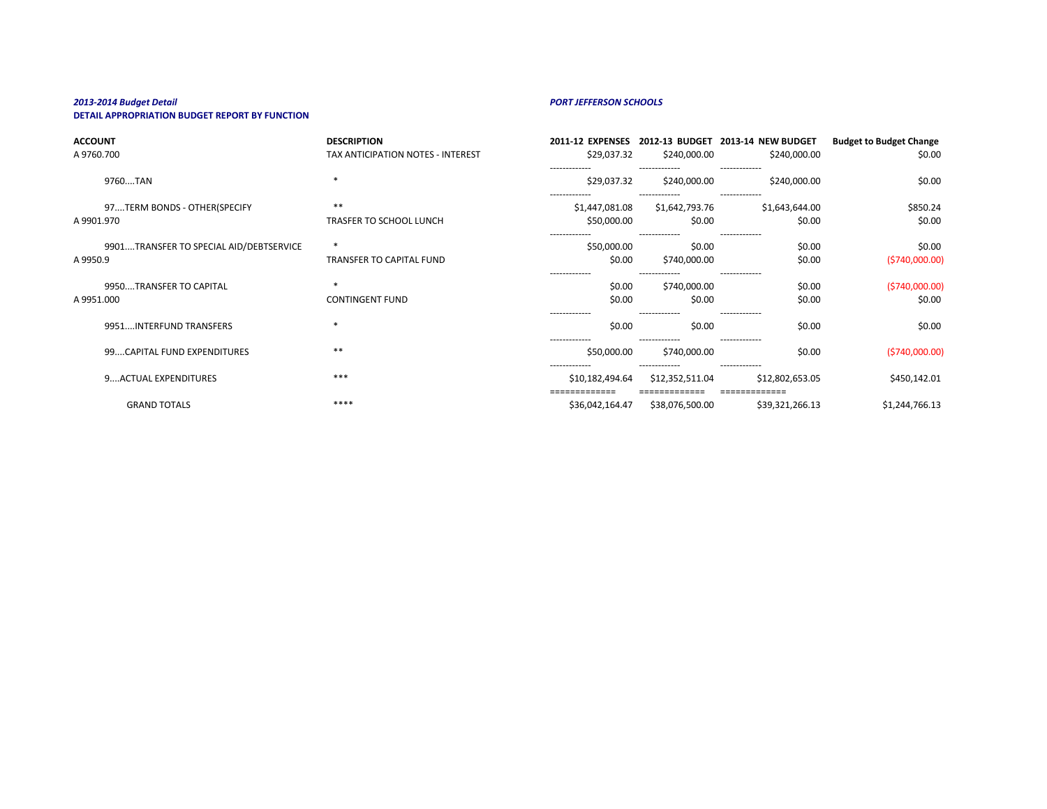*2013-2014 Budget Detail*
**DETAIL APPROPRIATION BUDGET REPORT BY FUNCTION**

***PORT JEFFERSON SCHOOLS***

| ACCOUNT | DESCRIPTION | 2011-12 EXPENSES | 2012-13 BUDGET | 2013-14 NEW BUDGET | Budget to Budget Change |
|---|---|---|---|---|---|
| A 9760.700 | TAX ANTICIPATION NOTES - INTEREST | $29,037.32 | $240,000.00 | $240,000.00 | $0.00 |
| 9760....TAN | * | $29,037.32 | $240,000.00 | $240,000.00 | $0.00 |
| 97....TERM BONDS - OTHER(SPECIFY | ** | $1,447,081.08 | $1,642,793.76 | $1,643,644.00 | $850.24 |
| A 9901.970 | TRASFER TO SCHOOL LUNCH | $50,000.00 | $0.00 | $0.00 | $0.00 |
| 9901....TRANSFER TO SPECIAL AID/DEBTSERVICE | * | $50,000.00 | $0.00 | $0.00 | $0.00 |
| A 9950.9 | TRANSFER TO CAPITAL FUND | $0.00 | $740,000.00 | $0.00 | ($740,000.00) |
| 9950....TRANSFER TO CAPITAL | * | $0.00 | $740,000.00 | $0.00 | ($740,000.00) |
| A 9951.000 | CONTINGENT FUND | $0.00 | $0.00 | $0.00 | $0.00 |
| 9951....INTERFUND TRANSFERS | * | $0.00 | $0.00 | $0.00 | $0.00 |
| 99....CAPITAL FUND EXPENDITURES | ** | $50,000.00 | $740,000.00 | $0.00 | ($740,000.00) |
| 9....ACTUAL EXPENDITURES | *** | $10,182,494.64 | $12,352,511.04 | $12,802,653.05 | $450,142.01 |
| GRAND TOTALS | **** | $36,042,164.47 | $38,076,500.00 | $39,321,266.13 | $1,244,766.13 |